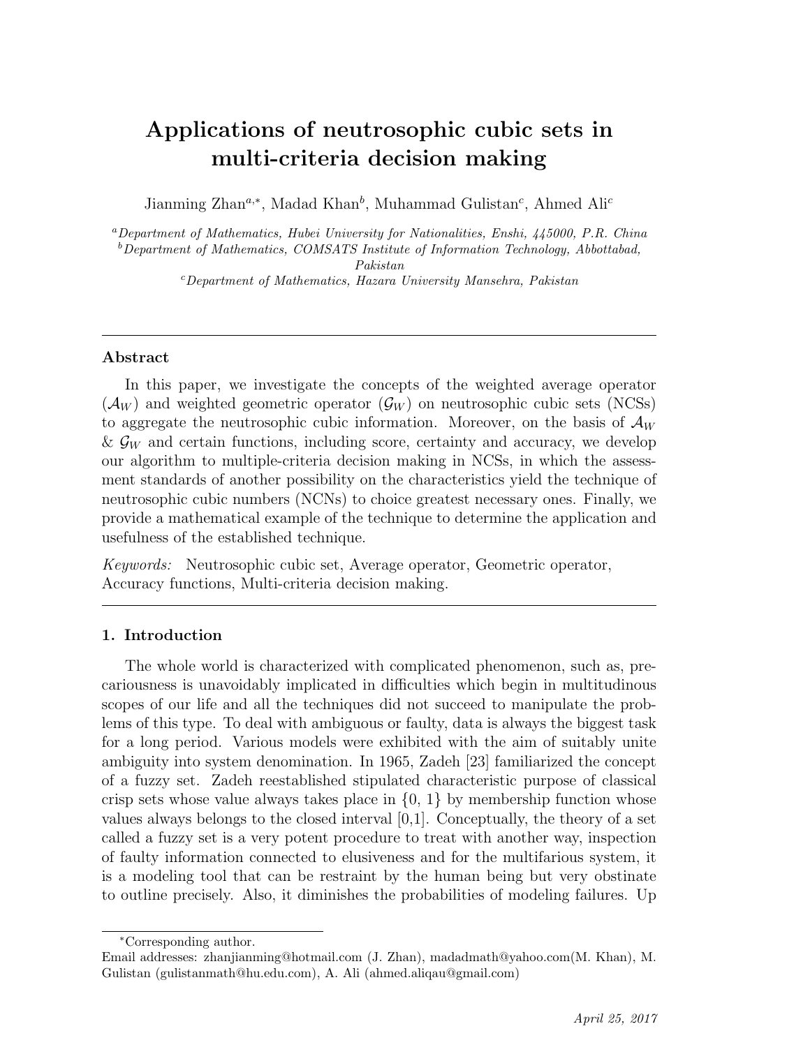# Applications of neutrosophic cubic sets in multi-criteria decision making

Jianming Zhan[a,*], Madad Khan[b], Muhammad Gulistan[c], Ahmed Ali[c]

[a]*Department of Mathematics, Hubei University for Nationalities, Enshi, 445000, P.R. China*
[b]*Department of Mathematics, COMSATS Institute of Information Technology, Abbottabad, Pakistan*
[c]*Department of Mathematics, Hazara University Mansehra, Pakistan*

---

### Abstract

In this paper, we investigate the concepts of the weighted average operator ($\mathcal{A}_W$) and weighted geometric operator ($\mathcal{G}_W$) on neutrosophic cubic sets (NCSs) to aggregate the neutrosophic cubic information. Moreover, on the basis of $\mathcal{A}_W$ & $\mathcal{G}_W$ and certain functions, including score, certainty and accuracy, we develop our algorithm to multiple-criteria decision making in NCSs, in which the assessment standards of another possibility on the characteristics yield the technique of neutrosophic cubic numbers (NCNs) to choice greatest necessary ones. Finally, we provide a mathematical example of the technique to determine the application and usefulness of the established technique.

*Keywords:* Neutrosophic cubic set, Average operator, Geometric operator, Accuracy functions, Multi-criteria decision making.

---

## 1. Introduction

The whole world is characterized with complicated phenomenon, such as, precariousness is unavoidably implicated in difficulties which begin in multitudinous scopes of our life and all the techniques did not succeed to manipulate the problems of this type. To deal with ambiguous or faulty, data is always the biggest task for a long period. Various models were exhibited with the aim of suitably unite ambiguity into system denomination. In 1965, Zadeh [23] familiarized the concept of a fuzzy set. Zadeh reestablished stipulated characteristic purpose of classical crisp sets whose value always takes place in {0, 1} by membership function whose values always belongs to the closed interval [0,1]. Conceptually, the theory of a set called a fuzzy set is a very potent procedure to treat with another way, inspection of faulty information connected to elusiveness and for the multifarious system, it is a modeling tool that can be restraint by the human being but very obstinate to outline precisely. Also, it diminishes the probabilities of modeling failures. Up

---

*Corresponding author.
Email addresses: zhanjianming@hotmail.com (J. Zhan), madadmath@yahoo.com(M. Khan), M. Gulistan (gulistanmath@hu.edu.com), A. Ali (ahmed.aliqau@gmail.com)

*April 25, 2017*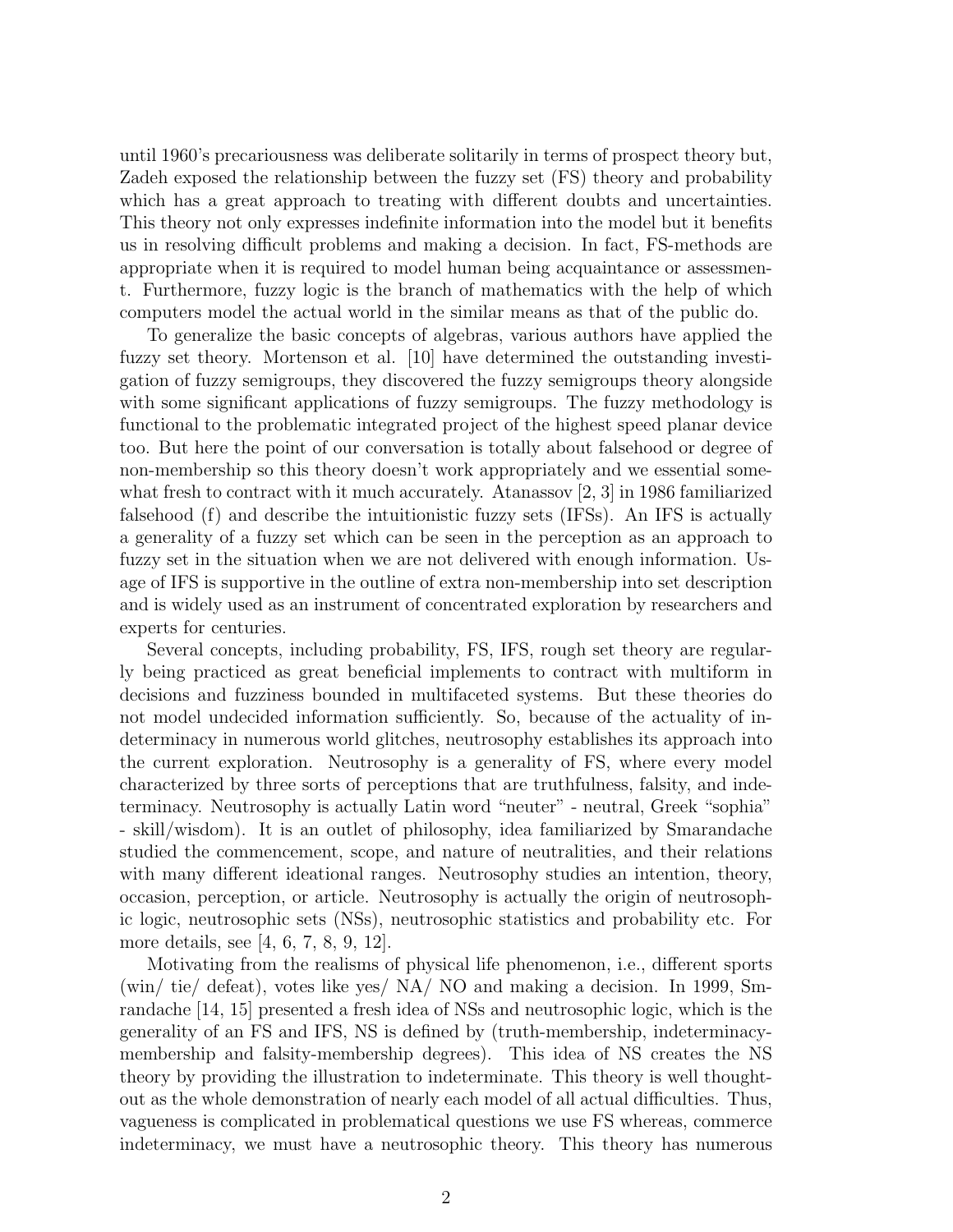until 1960's precariousness was deliberate solitarily in terms of prospect theory but, Zadeh exposed the relationship between the fuzzy set (FS) theory and probability which has a great approach to treating with different doubts and uncertainties. This theory not only expresses indefinite information into the model but it benefits us in resolving difficult problems and making a decision. In fact, FS-methods are appropriate when it is required to model human being acquaintance or assessment. Furthermore, fuzzy logic is the branch of mathematics with the help of which computers model the actual world in the similar means as that of the public do.

To generalize the basic concepts of algebras, various authors have applied the fuzzy set theory. Mortenson et al. [10] have determined the outstanding investigation of fuzzy semigroups, they discovered the fuzzy semigroups theory alongside with some significant applications of fuzzy semigroups. The fuzzy methodology is functional to the problematic integrated project of the highest speed planar device too. But here the point of our conversation is totally about falsehood or degree of non-membership so this theory doesn't work appropriately and we essential somewhat fresh to contract with it much accurately. Atanassov [2, 3] in 1986 familiarized falsehood (f) and describe the intuitionistic fuzzy sets (IFSs). An IFS is actually a generality of a fuzzy set which can be seen in the perception as an approach to fuzzy set in the situation when we are not delivered with enough information. Usage of IFS is supportive in the outline of extra non-membership into set description and is widely used as an instrument of concentrated exploration by researchers and experts for centuries.

Several concepts, including probability, FS, IFS, rough set theory are regularly being practiced as great beneficial implements to contract with multiform in decisions and fuzziness bounded in multifaceted systems. But these theories do not model undecided information sufficiently. So, because of the actuality of indeterminacy in numerous world glitches, neutrosophy establishes its approach into the current exploration. Neutrosophy is a generality of FS, where every model characterized by three sorts of perceptions that are truthfulness, falsity, and indeterminacy. Neutrosophy is actually Latin word "neuter" - neutral, Greek "sophia" - skill/wisdom). It is an outlet of philosophy, idea familiarized by Smarandache studied the commencement, scope, and nature of neutralities, and their relations with many different ideational ranges. Neutrosophy studies an intention, theory, occasion, perception, or article. Neutrosophy is actually the origin of neutrosophic logic, neutrosophic sets (NSs), neutrosophic statistics and probability etc. For more details, see [4, 6, 7, 8, 9, 12].

Motivating from the realisms of physical life phenomenon, i.e., different sports (win/ tie/ defeat), votes like yes/ NA/ NO and making a decision. In 1999, Smrandache [14, 15] presented a fresh idea of NSs and neutrosophic logic, which is the generality of an FS and IFS, NS is defined by (truth-membership, indeterminacy-membership and falsity-membership degrees). This idea of NS creates the NS theory by providing the illustration to indeterminate. This theory is well thought-out as the whole demonstration of nearly each model of all actual difficulties. Thus, vagueness is complicated in problematical questions we use FS whereas, commerce indeterminacy, we must have a neutrosophic theory. This theory has numerous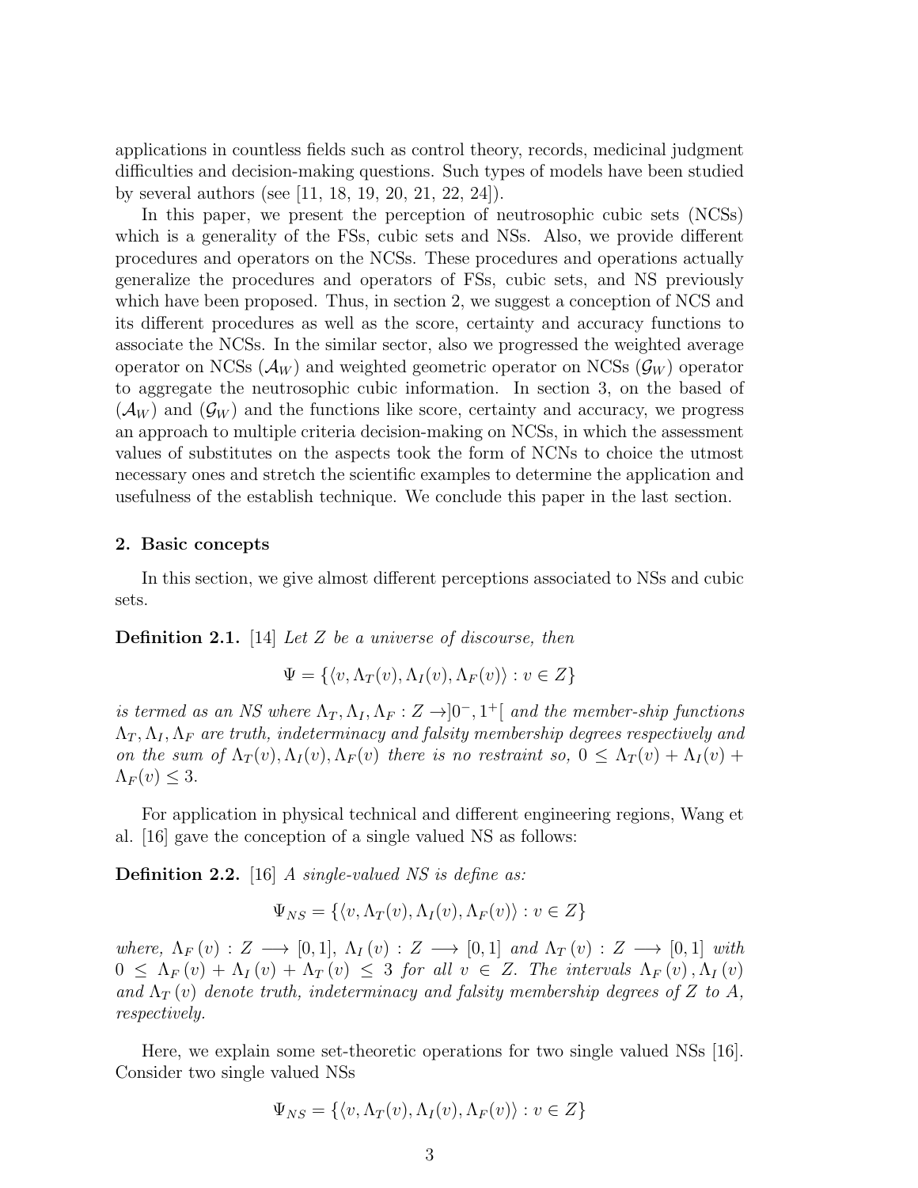applications in countless fields such as control theory, records, medicinal judgment difficulties and decision-making questions. Such types of models have been studied by several authors (see [11, 18, 19, 20, 21, 22, 24]).

In this paper, we present the perception of neutrosophic cubic sets (NCSs) which is a generality of the FSs, cubic sets and NSs. Also, we provide different procedures and operators on the NCSs. These procedures and operations actually generalize the procedures and operators of FSs, cubic sets, and NS previously which have been proposed. Thus, in section 2, we suggest a conception of NCS and its different procedures as well as the score, certainty and accuracy functions to associate the NCSs. In the similar sector, also we progressed the weighted average operator on NCSs ($\mathcal{A}_W$) and weighted geometric operator on NCSs ($\mathcal{G}_W$) operator to aggregate the neutrosophic cubic information. In section 3, on the based of ($\mathcal{A}_W$) and ($\mathcal{G}_W$) and the functions like score, certainty and accuracy, we progress an approach to multiple criteria decision-making on NCSs, in which the assessment values of substitutes on the aspects took the form of NCNs to choice the utmost necessary ones and stretch the scientific examples to determine the application and usefulness of the establish technique. We conclude this paper in the last section.

## 2. Basic concepts

In this section, we give almost different perceptions associated to NSs and cubic sets.

**Definition 2.1.** [14] *Let $Z$ be a universe of discourse, then*

$$\Psi = \{\langle v, \Lambda_T(v), \Lambda_I(v), \Lambda_F(v)\rangle : v \in Z\}$$

*is termed as an NS where $\Lambda_T, \Lambda_I, \Lambda_F : Z \rightarrow ]0^-, 1^+[$ and the member-ship functions $\Lambda_T, \Lambda_I, \Lambda_F$ are truth, indeterminacy and falsity membership degrees respectively and on the sum of $\Lambda_T(v), \Lambda_I(v), \Lambda_F(v)$ there is no restraint so, $0 \leq \Lambda_T(v) + \Lambda_I(v) + \Lambda_F(v) \leq 3$.*

For application in physical technical and different engineering regions, Wang et al. [16] gave the conception of a single valued NS as follows:

**Definition 2.2.** [16] *A single-valued NS is define as:*

$$\Psi_{NS} = \{\langle v, \Lambda_T(v), \Lambda_I(v), \Lambda_F(v)\rangle : v \in Z\}$$

*where, $\Lambda_F(v) : Z \longrightarrow [0, 1]$, $\Lambda_I(v) : Z \longrightarrow [0, 1]$ and $\Lambda_T(v) : Z \longrightarrow [0, 1]$ with $0 \leq \Lambda_F(v) + \Lambda_I(v) + \Lambda_T(v) \leq 3$ for all $v \in Z$. The intervals $\Lambda_F(v), \Lambda_I(v)$ and $\Lambda_T(v)$ denote truth, indeterminacy and falsity membership degrees of $Z$ to $A$, respectively.*

Here, we explain some set-theoretic operations for two single valued NSs [16]. Consider two single valued NSs

$$\Psi_{NS} = \{\langle v, \Lambda_T(v), \Lambda_I(v), \Lambda_F(v)\rangle : v \in Z\}$$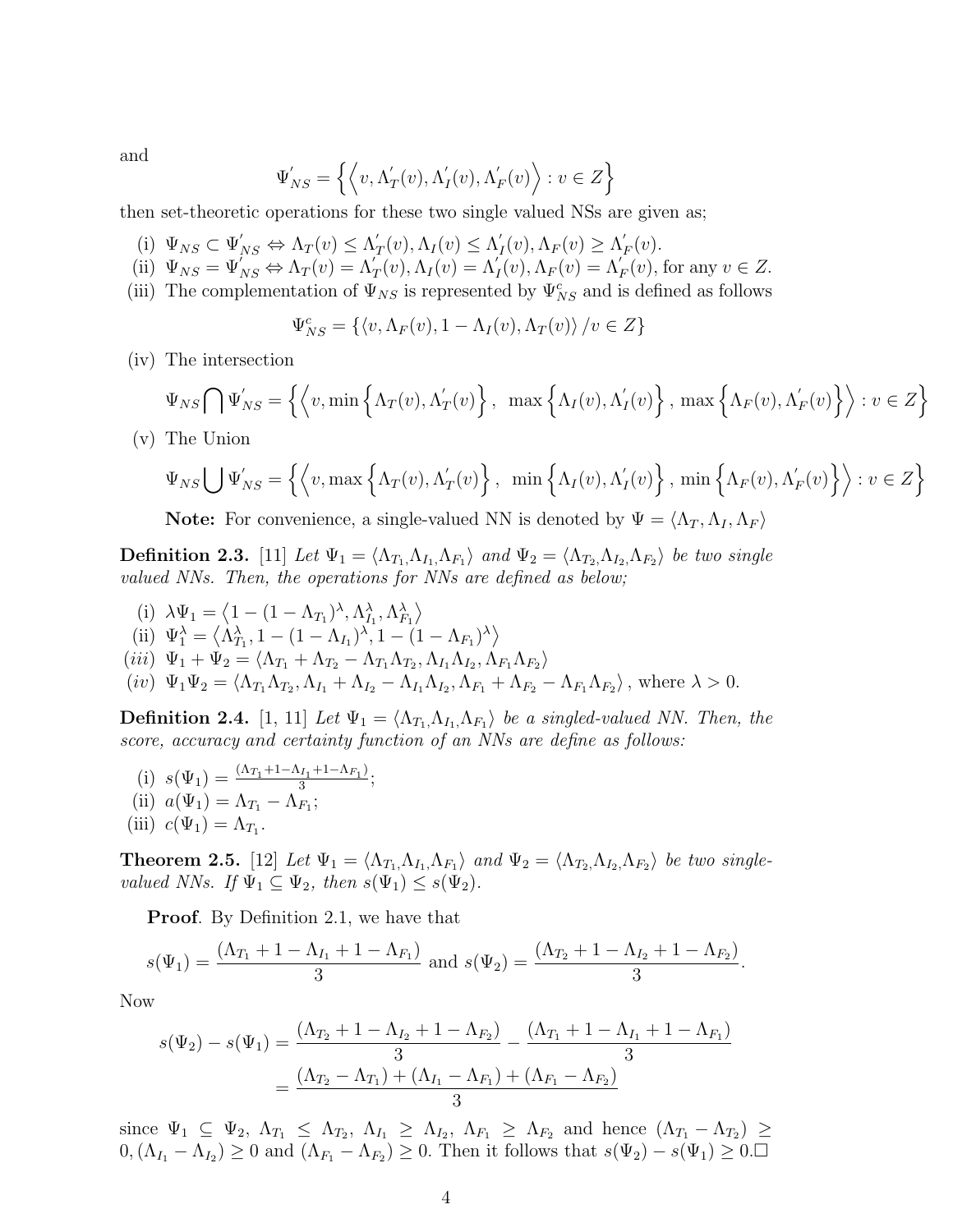and

$$\Psi^{'}_{NS} = \left\{ \left\langle v, \Lambda^{'}_{T}(v), \Lambda^{'}_{I}(v), \Lambda^{'}_{F}(v) \right\rangle : v \in Z \right\}$$

then set-theoretic operations for these two single valued NSs are given as;

(i) $\Psi_{NS} \subset \Psi^{'}_{NS} \Leftrightarrow \Lambda_T(v) \leq \Lambda^{'}_T(v), \Lambda_I(v) \leq \Lambda^{'}_I(v), \Lambda_F(v) \geq \Lambda^{'}_F(v)$.

(ii) $\Psi_{NS} = \Psi^{'}_{NS} \Leftrightarrow \Lambda_T(v) = \Lambda^{'}_T(v), \Lambda_I(v) = \Lambda^{'}_I(v), \Lambda_F(v) = \Lambda^{'}_F(v)$, for any $v \in Z$.

(iii) The complementation of $\Psi_{NS}$ is represented by $\Psi^c_{NS}$ and is defined as follows

$$\Psi^c_{NS} = \{ \langle v, \Lambda_F(v), 1 - \Lambda_I(v), \Lambda_T(v) \rangle / v \in Z \}$$

(iv) The intersection

$$\Psi_{NS} \bigcap \Psi^{'}_{NS} = \left\{ \left\langle v, \min \left\{ \Lambda_T(v), \Lambda^{'}_T(v) \right\}, \ \max \left\{ \Lambda_I(v), \Lambda^{'}_I(v) \right\}, \max \left\{ \Lambda_F(v), \Lambda^{'}_F(v) \right\} \right\rangle : v \in Z \right\}$$

(v) The Union

$$\Psi_{NS} \bigcup \Psi^{'}_{NS} = \left\{ \left\langle v, \max \left\{ \Lambda_T(v), \Lambda^{'}_T(v) \right\}, \ \min \left\{ \Lambda_I(v), \Lambda^{'}_I(v) \right\}, \min \left\{ \Lambda_F(v), \Lambda^{'}_F(v) \right\} \right\rangle : v \in Z \right\}$$

**Note:** For convenience, a single-valued NN is denoted by $\Psi = \langle \Lambda_T, \Lambda_I, \Lambda_F \rangle$

**Definition 2.3.** [11] *Let $\Psi_1 = \langle \Lambda_{T_1}, \Lambda_{I_1}, \Lambda_{F_1} \rangle$ and $\Psi_2 = \langle \Lambda_{T_2}, \Lambda_{I_2}, \Lambda_{F_2} \rangle$ be two single valued NNs. Then, the operations for NNs are defined as below;*

(i) $\lambda \Psi_1 = \left\langle 1 - (1 - \Lambda_{T_1})^{\lambda}, \Lambda^{\lambda}_{I_1}, \Lambda^{\lambda}_{F_1} \right\rangle$

(ii) $\Psi^{\lambda}_1 = \left\langle \Lambda^{\lambda}_{T_1}, 1 - (1 - \Lambda_{I_1})^{\lambda}, 1 - (1 - \Lambda_{F_1})^{\lambda} \right\rangle$

(iii) $\Psi_1 + \Psi_2 = \langle \Lambda_{T_1} + \Lambda_{T_2} - \Lambda_{T_1}\Lambda_{T_2}, \Lambda_{I_1}\Lambda_{I_2}, \Lambda_{F_1}\Lambda_{F_2} \rangle$

(iv) $\Psi_1 \Psi_2 = \langle \Lambda_{T_1}\Lambda_{T_2}, \Lambda_{I_1} + \Lambda_{I_2} - \Lambda_{I_1}\Lambda_{I_2}, \Lambda_{F_1} + \Lambda_{F_2} - \Lambda_{F_1}\Lambda_{F_2} \rangle$, where $\lambda > 0$.

**Definition 2.4.** [1, 11] *Let $\Psi_1 = \langle \Lambda_{T_1}, \Lambda_{I_1}, \Lambda_{F_1} \rangle$ be a singled-valued NN. Then, the score, accuracy and certainty function of an NNs are define as follows:*

(i) $s(\Psi_1) = \frac{(\Lambda_{T_1} + 1 - \Lambda_{I_1} + 1 - \Lambda_{F_1})}{3}$;

(ii) $a(\Psi_1) = \Lambda_{T_1} - \Lambda_{F_1}$;

(iii) $c(\Psi_1) = \Lambda_{T_1}$.

**Theorem 2.5.** [12] *Let $\Psi_1 = \langle \Lambda_{T_1}, \Lambda_{I_1}, \Lambda_{F_1} \rangle$ and $\Psi_2 = \langle \Lambda_{T_2}, \Lambda_{I_2}, \Lambda_{F_2} \rangle$ be two single-valued NNs. If $\Psi_1 \subseteq \Psi_2$, then $s(\Psi_1) \leq s(\Psi_2)$.*

**Proof**. By Definition 2.1, we have that

$$s(\Psi_1) = \frac{(\Lambda_{T_1} + 1 - \Lambda_{I_1} + 1 - \Lambda_{F_1})}{3} \text{ and } s(\Psi_2) = \frac{(\Lambda_{T_2} + 1 - \Lambda_{I_2} + 1 - \Lambda_{F_2})}{3}.$$

Now

$$\begin{aligned} s(\Psi_2) - s(\Psi_1) &= \frac{(\Lambda_{T_2} + 1 - \Lambda_{I_2} + 1 - \Lambda_{F_2})}{3} - \frac{(\Lambda_{T_1} + 1 - \Lambda_{I_1} + 1 - \Lambda_{F_1})}{3} \\ &= \frac{(\Lambda_{T_2} - \Lambda_{T_1}) + (\Lambda_{I_1} - \Lambda_{F_1}) + (\Lambda_{F_1} - \Lambda_{F_2})}{3} \end{aligned}$$

since $\Psi_1 \subseteq \Psi_2$, $\Lambda_{T_1} \leq \Lambda_{T_2}$, $\Lambda_{I_1} \geq \Lambda_{I_2}$, $\Lambda_{F_1} \geq \Lambda_{F_2}$ and hence $(\Lambda_{T_1} - \Lambda_{T_2}) \geq 0, (\Lambda_{I_1} - \Lambda_{I_2}) \geq 0$ and $(\Lambda_{F_1} - \Lambda_{F_2}) \geq 0$. Then it follows that $s(\Psi_2) - s(\Psi_1) \geq 0$.□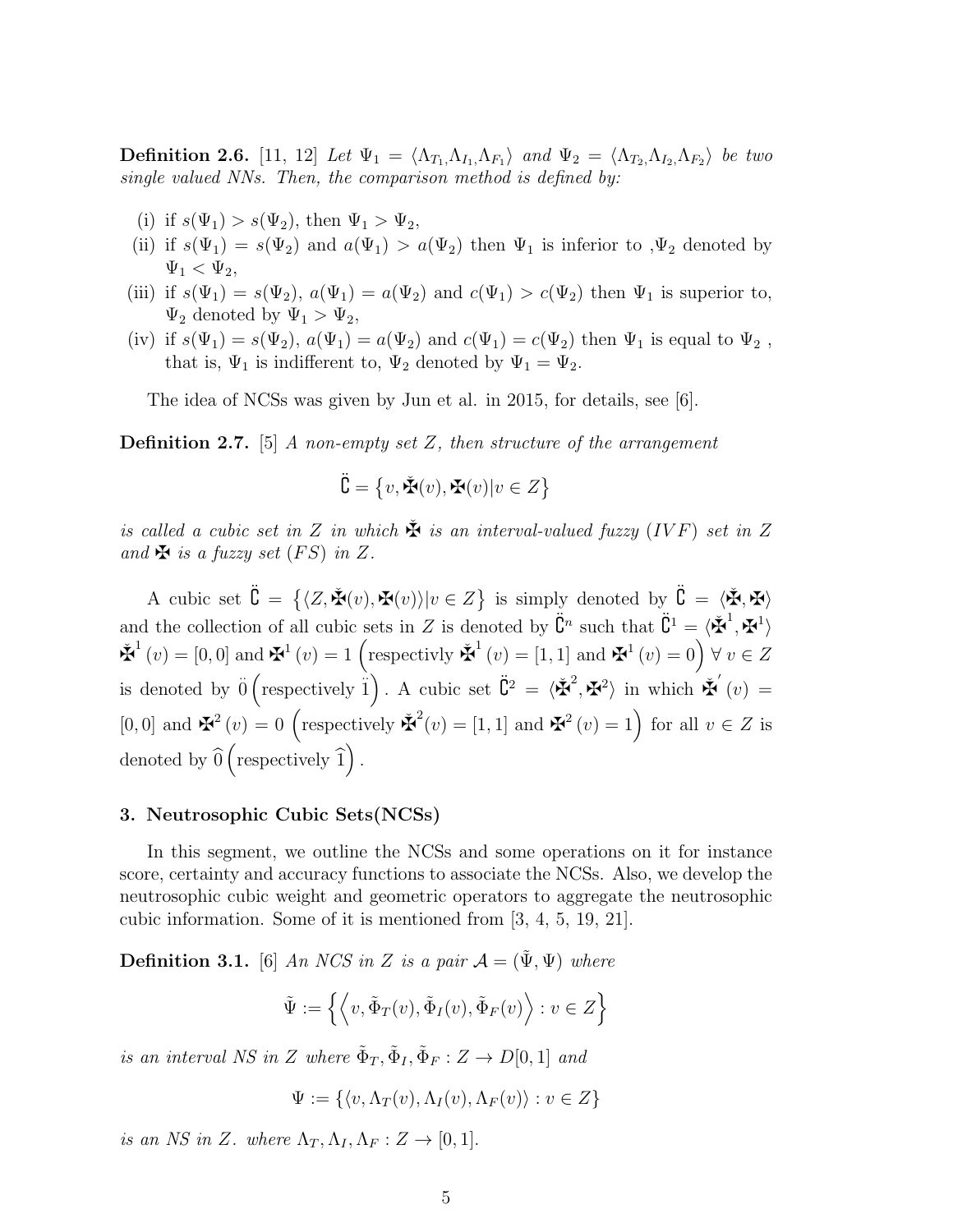**Definition 2.6.** [11, 12] *Let $\Psi_1 = \langle \Lambda_{T_1}, \Lambda_{I_1}, \Lambda_{F_1} \rangle$ and $\Psi_2 = \langle \Lambda_{T_2}, \Lambda_{I_2}, \Lambda_{F_2} \rangle$ be two single valued NNs. Then, the comparison method is defined by:*

(i) if $s(\Psi_1) > s(\Psi_2)$, then $\Psi_1 > \Psi_2$,

(ii) if $s(\Psi_1) = s(\Psi_2)$ and $a(\Psi_1) > a(\Psi_2)$ then $\Psi_1$ is inferior to ,$\Psi_2$ denoted by $\Psi_1 < \Psi_2$,

(iii) if $s(\Psi_1) = s(\Psi_2)$, $a(\Psi_1) = a(\Psi_2)$ and $c(\Psi_1) > c(\Psi_2)$ then $\Psi_1$ is superior to, $\Psi_2$ denoted by $\Psi_1 > \Psi_2$,

(iv) if $s(\Psi_1) = s(\Psi_2)$, $a(\Psi_1) = a(\Psi_2)$ and $c(\Psi_1) = c(\Psi_2)$ then $\Psi_1$ is equal to $\Psi_2$ , that is, $\Psi_1$ is indifferent to, $\Psi_2$ denoted by $\Psi_1 = \Psi_2$.

The idea of NCSs was given by Jun et al. in 2015, for details, see [6].

**Definition 2.7.** [5] *A non-empty set $Z$, then structure of the arrangement*

$$\ddot{\complement} = \{v, \check{\maltese}(v), \maltese(v) | v \in Z\}$$

*is called a cubic set in $Z$ in which $\check{\maltese}$ is an interval-valued fuzzy $(IVF)$ set in $Z$ and $\maltese$ is a fuzzy set $(FS)$ in $Z$.*

A cubic set $\ddot{\complement} = \{\langle Z, \check{\maltese}(v), \maltese(v)\rangle | v \in Z\}$ is simply denoted by $\ddot{\complement} = \langle \check{\maltese}, \maltese \rangle$ and the collection of all cubic sets in $Z$ is denoted by $\ddot{\complement}^n$ such that $\ddot{\complement}^1 = \langle \check{\maltese}^1, \maltese^1 \rangle$ $\check{\maltese}^1(v) = [0,0]$ and $\maltese^1(v) = 1$ $\left(\text{respectivly } \check{\maltese}^1(v) = [1,1] \text{ and } \maltese^1(v) = 0\right)$ $\forall\, v \in Z$ is denoted by $\ddot{0}$ $\left(\text{respectively } \ddot{1}\right)$. A cubic set $\ddot{\complement}^2 = \langle \check{\maltese}^2, \maltese^2 \rangle$ in which $\check{\maltese}'(v) = [0,0]$ and $\maltese^2(v) = 0$ $\left(\text{respectively } \check{\maltese}^2(v) = [1,1] \text{ and } \maltese^2(v) = 1\right)$ for all $v \in Z$ is denoted by $\widehat{0}$ $\left(\text{respectively } \widehat{1}\right)$.

## 3. Neutrosophic Cubic Sets(NCSs)

In this segment, we outline the NCSs and some operations on it for instance score, certainty and accuracy functions to associate the NCSs. Also, we develop the neutrosophic cubic weight and geometric operators to aggregate the neutrosophic cubic information. Some of it is mentioned from [3, 4, 5, 19, 21].

**Definition 3.1.** [6] *An NCS in $Z$ is a pair $\mathcal{A} = (\tilde{\Psi}, \Psi)$ where*

$$\tilde{\Psi} := \left\{\left\langle v, \tilde{\Phi}_T(v), \tilde{\Phi}_I(v), \tilde{\Phi}_F(v)\right\rangle : v \in Z\right\}$$

*is an interval NS in $Z$ where $\tilde{\Phi}_T, \tilde{\Phi}_I, \tilde{\Phi}_F : Z \to D[0,1]$ and*

$$\Psi := \{\langle v, \Lambda_T(v), \Lambda_I(v), \Lambda_F(v)\rangle : v \in Z\}$$

*is an NS in $Z$. where $\Lambda_T, \Lambda_I, \Lambda_F : Z \to [0,1]$.*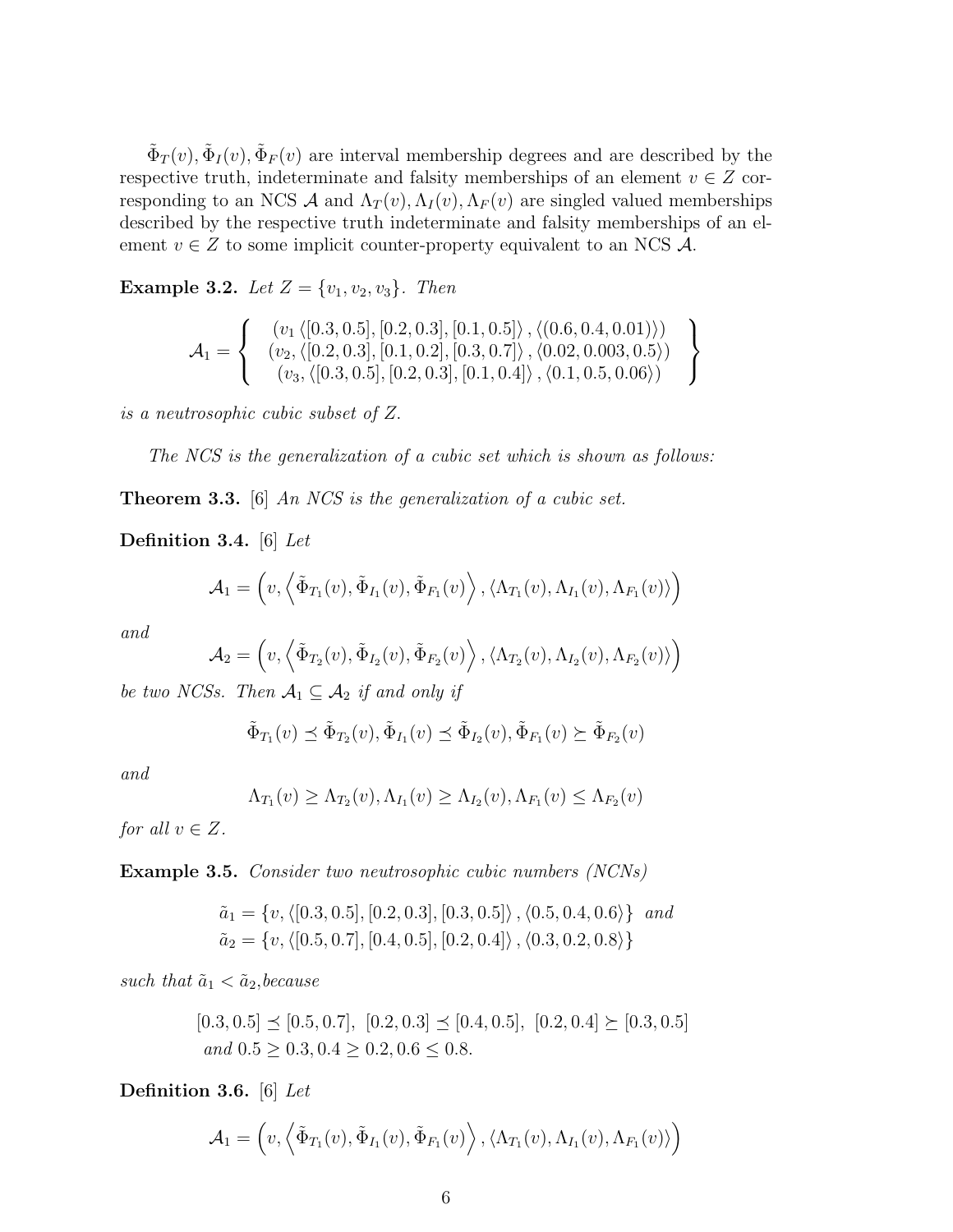$\tilde{\Phi}_T(v), \tilde{\Phi}_I(v), \tilde{\Phi}_F(v)$ are interval membership degrees and are described by the respective truth, indeterminate and falsity memberships of an element $v \in Z$ corresponding to an NCS $\mathcal{A}$ and $\Lambda_T(v), \Lambda_I(v), \Lambda_F(v)$ are singled valued memberships described by the respective truth indeterminate and falsity memberships of an element $v \in Z$ to some implicit counter-property equivalent to an NCS $\mathcal{A}$.

**Example 3.2.** *Let $Z = \{v_1, v_2, v_3\}$. Then*

$$\mathcal{A}_1 = \left\{ \begin{array}{c} (v_1 \langle [0.3, 0.5], [0.2, 0.3], [0.1, 0.5] \rangle, \langle (0.6, 0.4, 0.01) \rangle) \\ (v_2, \langle [0.2, 0.3], [0.1, 0.2], [0.3, 0.7] \rangle, \langle 0.02, 0.003, 0.5 \rangle) \\ (v_3, \langle [0.3, 0.5], [0.2, 0.3], [0.1, 0.4] \rangle, \langle 0.1, 0.5, 0.06 \rangle) \end{array} \right\}$$

*is a neutrosophic cubic subset of $Z$.*

*The NCS is the generalization of a cubic set which is shown as follows:*

**Theorem 3.3.** [6] *An NCS is the generalization of a cubic set.*

**Definition 3.4.** [6] *Let*

$$\mathcal{A}_1 = \left(v, \left\langle \tilde{\Phi}_{T_1}(v), \tilde{\Phi}_{I_1}(v), \tilde{\Phi}_{F_1}(v) \right\rangle, \langle \Lambda_{T_1}(v), \Lambda_{I_1}(v), \Lambda_{F_1}(v) \rangle \right)$$

*and*

$$\mathcal{A}_2 = \left(v, \left\langle \tilde{\Phi}_{T_2}(v), \tilde{\Phi}_{I_2}(v), \tilde{\Phi}_{F_2}(v) \right\rangle, \langle \Lambda_{T_2}(v), \Lambda_{I_2}(v), \Lambda_{F_2}(v) \rangle \right)$$

*be two NCSs. Then $\mathcal{A}_1 \subseteq \mathcal{A}_2$ if and only if*

$$\tilde{\Phi}_{T_1}(v) \preceq \tilde{\Phi}_{T_2}(v), \tilde{\Phi}_{I_1}(v) \preceq \tilde{\Phi}_{I_2}(v), \tilde{\Phi}_{F_1}(v) \succeq \tilde{\Phi}_{F_2}(v)$$

*and*

$$\Lambda_{T_1}(v) \geq \Lambda_{T_2}(v), \Lambda_{I_1}(v) \geq \Lambda_{I_2}(v), \Lambda_{F_1}(v) \leq \Lambda_{F_2}(v)$$

*for all $v \in Z$.*

**Example 3.5.** *Consider two neutrosophic cubic numbers (NCNs)*

$$\tilde{a}_1 = \{v, \langle [0.3, 0.5], [0.2, 0.3], [0.3, 0.5] \rangle, \langle 0.5, 0.4, 0.6 \rangle\} \text{ and}$$
$$\tilde{a}_2 = \{v, \langle [0.5, 0.7], [0.4, 0.5], [0.2, 0.4] \rangle, \langle 0.3, 0.2, 0.8 \rangle\}$$

*such that $\tilde{a}_1 < \tilde{a}_2$, because*

$$[0.3, 0.5] \preceq [0.5, 0.7], \ [0.2, 0.3] \preceq [0.4, 0.5], \ [0.2, 0.4] \succeq [0.3, 0.5]$$
$$\text{and } 0.5 \geq 0.3, 0.4 \geq 0.2, 0.6 \leq 0.8.$$

**Definition 3.6.** [6] *Let*

$$\mathcal{A}_1 = \left(v, \left\langle \tilde{\Phi}_{T_1}(v), \tilde{\Phi}_{I_1}(v), \tilde{\Phi}_{F_1}(v) \right\rangle, \langle \Lambda_{T_1}(v), \Lambda_{I_1}(v), \Lambda_{F_1}(v) \rangle \right)$$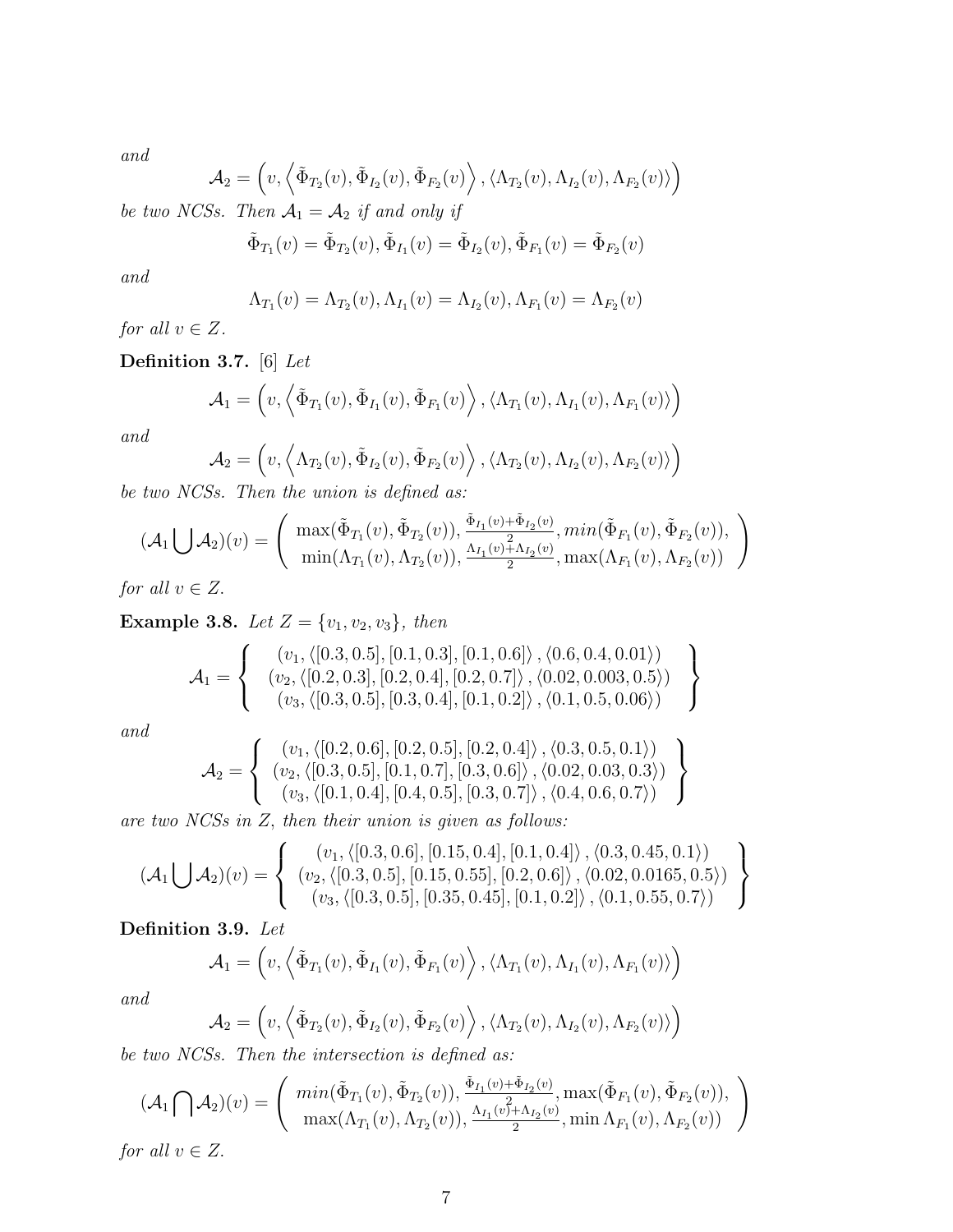*and*

$$\mathcal{A}_2 = \left(v, \left\langle \tilde{\Phi}_{T_2}(v), \tilde{\Phi}_{I_2}(v), \tilde{\Phi}_{F_2}(v) \right\rangle, \langle \Lambda_{T_2}(v), \Lambda_{I_2}(v), \Lambda_{F_2}(v) \rangle \right)$$

*be two NCSs. Then* $\mathcal{A}_1 = \mathcal{A}_2$ *if and only if*

$$\tilde{\Phi}_{T_1}(v) = \tilde{\Phi}_{T_2}(v), \tilde{\Phi}_{I_1}(v) = \tilde{\Phi}_{I_2}(v), \tilde{\Phi}_{F_1}(v) = \tilde{\Phi}_{F_2}(v)$$

*and*

$$\Lambda_{T_1}(v) = \Lambda_{T_2}(v), \Lambda_{I_1}(v) = \Lambda_{I_2}(v), \Lambda_{F_1}(v) = \Lambda_{F_2}(v)$$

*for all* $v \in Z$.

**Definition 3.7.** [6] *Let*

$$\mathcal{A}_1 = \left(v, \left\langle \tilde{\Phi}_{T_1}(v), \tilde{\Phi}_{I_1}(v), \tilde{\Phi}_{F_1}(v) \right\rangle, \langle \Lambda_{T_1}(v), \Lambda_{I_1}(v), \Lambda_{F_1}(v) \rangle \right)$$

*and*

$$\mathcal{A}_2 = \left(v, \left\langle \Lambda_{T_2}(v), \tilde{\Phi}_{I_2}(v), \tilde{\Phi}_{F_2}(v) \right\rangle, \langle \Lambda_{T_2}(v), \Lambda_{I_2}(v), \Lambda_{F_2}(v) \rangle \right)$$

*be two NCSs. Then the union is defined as:*

$$(\mathcal{A}_1 \bigcup \mathcal{A}_2)(v) = \begin{pmatrix} \max(\tilde{\Phi}_{T_1}(v), \tilde{\Phi}_{T_2}(v)), \frac{\tilde{\Phi}_{I_1}(v)+\tilde{\Phi}_{I_2}(v)}{2}, min(\tilde{\Phi}_{F_1}(v), \tilde{\Phi}_{F_2}(v)), \\ \min(\Lambda_{T_1}(v), \Lambda_{T_2}(v)), \frac{\Lambda_{I_1}(v)+\Lambda_{I_2}(v)}{2}, \max(\Lambda_{F_1}(v), \Lambda_{F_2}(v)) \end{pmatrix}$$

*for all* $v \in Z$.

**Example 3.8.** *Let* $Z = \{v_1, v_2, v_3\}$*, then*

$$\mathcal{A}_1 = \left\{ \begin{array}{c} (v_1, \langle [0.3, 0.5], [0.1, 0.3], [0.1, 0.6] \rangle, \langle 0.6, 0.4, 0.01 \rangle) \\ (v_2, \langle [0.2, 0.3], [0.2, 0.4], [0.2, 0.7] \rangle, \langle 0.02, 0.003, 0.5 \rangle) \\ (v_3, \langle [0.3, 0.5], [0.3, 0.4], [0.1, 0.2] \rangle, \langle 0.1, 0.5, 0.06 \rangle) \end{array} \right\}$$

*and*

$$\mathcal{A}_2 = \left\{ \begin{array}{c} (v_1, \langle [0.2, 0.6], [0.2, 0.5], [0.2, 0.4] \rangle, \langle 0.3, 0.5, 0.1 \rangle) \\ (v_2, \langle [0.3, 0.5], [0.1, 0.7], [0.3, 0.6] \rangle, \langle 0.02, 0.03, 0.3 \rangle) \\ (v_3, \langle [0.1, 0.4], [0.4, 0.5], [0.3, 0.7] \rangle, \langle 0.4, 0.6, 0.7 \rangle) \end{array} \right\}$$

*are two NCSs in Z, then their union is given as follows:*

$$(\mathcal{A}_1 \bigcup \mathcal{A}_2)(v) = \left\{ \begin{array}{c} (v_1, \langle [0.3, 0.6], [0.15, 0.4], [0.1, 0.4] \rangle, \langle 0.3, 0.45, 0.1 \rangle) \\ (v_2, \langle [0.3, 0.5], [0.15, 0.55], [0.2, 0.6] \rangle, \langle 0.02, 0.0165, 0.5 \rangle) \\ (v_3, \langle [0.3, 0.5], [0.35, 0.45], [0.1, 0.2] \rangle, \langle 0.1, 0.55, 0.7 \rangle) \end{array} \right\}$$

**Definition 3.9.** *Let*

$$\mathcal{A}_1 = \left(v, \left\langle \tilde{\Phi}_{T_1}(v), \tilde{\Phi}_{I_1}(v), \tilde{\Phi}_{F_1}(v) \right\rangle, \langle \Lambda_{T_1}(v), \Lambda_{I_1}(v), \Lambda_{F_1}(v) \rangle \right)$$

*and*

$$\mathcal{A}_2 = \left(v, \left\langle \tilde{\Phi}_{T_2}(v), \tilde{\Phi}_{I_2}(v), \tilde{\Phi}_{F_2}(v) \right\rangle, \langle \Lambda_{T_2}(v), \Lambda_{I_2}(v), \Lambda_{F_2}(v) \rangle \right)$$

*be two NCSs. Then the intersection is defined as:*

$$(\mathcal{A}_1 \bigcap \mathcal{A}_2)(v) = \begin{pmatrix} min(\tilde{\Phi}_{T_1}(v), \tilde{\Phi}_{T_2}(v)), \frac{\tilde{\Phi}_{I_1}(v)+\tilde{\Phi}_{I_2}(v)}{2}, \max(\tilde{\Phi}_{F_1}(v), \tilde{\Phi}_{F_2}(v)), \\ \max(\Lambda_{T_1}(v), \Lambda_{T_2}(v)), \frac{\Lambda_{I_1}(v)+\Lambda_{I_2}(v)}{2}, \min \Lambda_{F_1}(v), \Lambda_{F_2}(v)) \end{pmatrix}$$

*for all* $v \in Z$.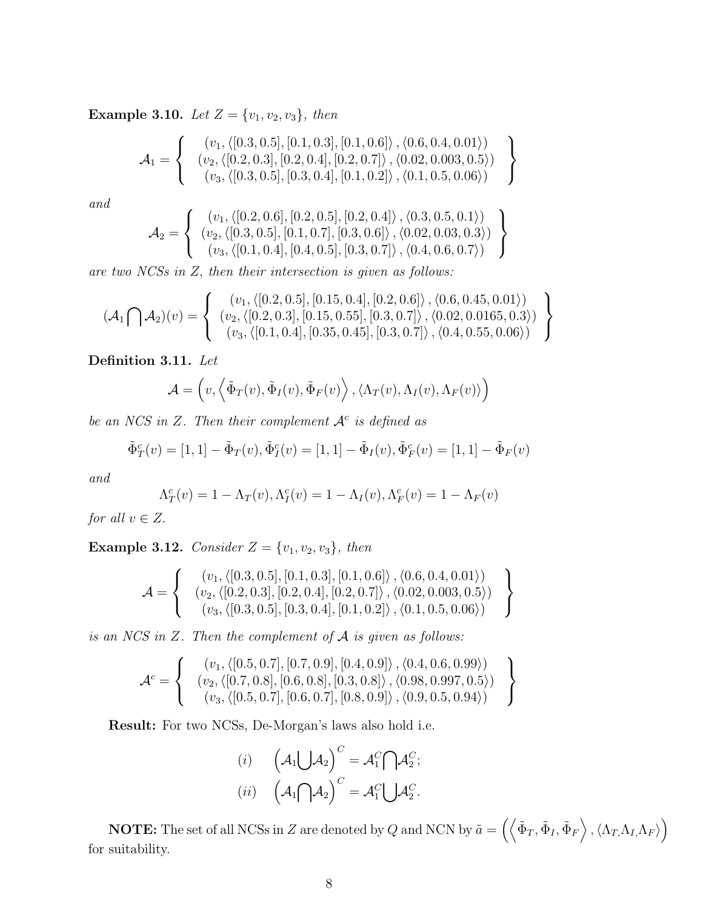**Example 3.10.** *Let $Z = \{v_1, v_2, v_3\}$, then*

$$\mathcal{A}_1 = \left\{ \begin{array}{c} (v_1, \langle [0.3, 0.5], [0.1, 0.3], [0.1, 0.6] \rangle, \langle 0.6, 0.4, 0.01 \rangle) \\ (v_2, \langle [0.2, 0.3], [0.2, 0.4], [0.2, 0.7] \rangle, \langle 0.02, 0.003, 0.5 \rangle) \\ (v_3, \langle [0.3, 0.5], [0.3, 0.4], [0.1, 0.2] \rangle, \langle 0.1, 0.5, 0.06 \rangle) \end{array} \right\}$$

*and*

$$\mathcal{A}_2 = \left\{ \begin{array}{c} (v_1, \langle [0.2, 0.6], [0.2, 0.5], [0.2, 0.4] \rangle, \langle 0.3, 0.5, 0.1 \rangle) \\ (v_2, \langle [0.3, 0.5], [0.1, 0.7], [0.3, 0.6] \rangle, \langle 0.02, 0.03, 0.3 \rangle) \\ (v_3, \langle [0.1, 0.4], [0.4, 0.5], [0.3, 0.7] \rangle, \langle 0.4, 0.6, 0.7 \rangle) \end{array} \right\}$$

*are two NCSs in $Z$, then their intersection is given as follows:*

$$(\mathcal{A}_1 \bigcap \mathcal{A}_2)(v) = \left\{ \begin{array}{c} (v_1, \langle [0.2, 0.5], [0.15, 0.4], [0.2, 0.6] \rangle, \langle 0.6, 0.45, 0.01 \rangle) \\ (v_2, \langle [0.2, 0.3], [0.15, 0.55], [0.3, 0.7] \rangle, \langle 0.02, 0.0165, 0.3 \rangle) \\ (v_3, \langle [0.1, 0.4], [0.35, 0.45], [0.3, 0.7] \rangle, \langle 0.4, 0.55, 0.06 \rangle) \end{array} \right\}$$

**Definition 3.11.** *Let*

$$\mathcal{A} = \left(v, \left\langle \tilde{\Phi}_T(v), \tilde{\Phi}_I(v), \tilde{\Phi}_F(v) \right\rangle, \langle \Lambda_T(v), \Lambda_I(v), \Lambda_F(v) \rangle \right)$$

*be an NCS in $Z$. Then their complement $\mathcal{A}^c$ is defined as*

$$\tilde{\Phi}_T^c(v) = [1, 1] - \tilde{\Phi}_T(v), \tilde{\Phi}_I^c(v) = [1, 1] - \tilde{\Phi}_I(v), \tilde{\Phi}_F^c(v) = [1, 1] - \tilde{\Phi}_F(v)$$

*and*

$$\Lambda_T^c(v) = 1 - \Lambda_T(v), \Lambda_I^c(v) = 1 - \Lambda_I(v), \Lambda_F^c(v) = 1 - \Lambda_F(v)$$

*for all $v \in Z$.*

**Example 3.12.** *Consider $Z = \{v_1, v_2, v_3\}$, then*

$$\mathcal{A} = \left\{ \begin{array}{c} (v_1, \langle [0.3, 0.5], [0.1, 0.3], [0.1, 0.6] \rangle, \langle 0.6, 0.4, 0.01 \rangle) \\ (v_2, \langle [0.2, 0.3], [0.2, 0.4], [0.2, 0.7] \rangle, \langle 0.02, 0.003, 0.5 \rangle) \\ (v_3, \langle [0.3, 0.5], [0.3, 0.4], [0.1, 0.2] \rangle, \langle 0.1, 0.5, 0.06 \rangle) \end{array} \right\}$$

*is an NCS in $Z$. Then the complement of $\mathcal{A}$ is given as follows:*

$$\mathcal{A}^c = \left\{ \begin{array}{c} (v_1, \langle [0.5, 0.7], [0.7, 0.9], [0.4, 0.9] \rangle, \langle 0.4, 0.6, 0.99 \rangle) \\ (v_2, \langle [0.7, 0.8], [0.6, 0.8], [0.3, 0.8] \rangle, \langle 0.98, 0.997, 0.5 \rangle) \\ (v_3, \langle [0.5, 0.7], [0.6, 0.7], [0.8, 0.9] \rangle, \langle 0.9, 0.5, 0.94 \rangle) \end{array} \right\}$$

**Result:** For two NCSs, De-Morgan's laws also hold i.e.

$$(i) \quad \left(\mathcal{A}_1 \bigcup \mathcal{A}_2\right)^C = \mathcal{A}_1^C \bigcap \mathcal{A}_2^C;$$
$$(ii) \quad \left(\mathcal{A}_1 \bigcap \mathcal{A}_2\right)^C = \mathcal{A}_1^C \bigcup \mathcal{A}_2^C.$$

**NOTE:** The set of all NCSs in $Z$ are denoted by $Q$ and NCN by $\tilde{a} = \left(\left\langle \tilde{\Phi}_T, \tilde{\Phi}_I, \tilde{\Phi}_F \right\rangle, \langle \Lambda_T, \Lambda_I, \Lambda_F \rangle \right)$ for suitability.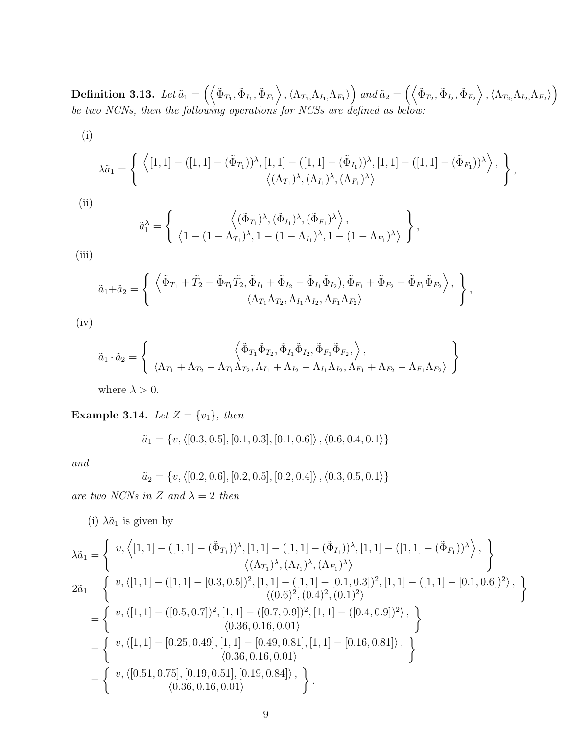**Definition 3.13.** *Let* $\tilde{a}_1 = \left(\left\langle \tilde{\Phi}_{T_1}, \tilde{\Phi}_{I_1}, \tilde{\Phi}_{F_1} \right\rangle, \langle \Lambda_{T_1}, \Lambda_{I_1}, \Lambda_{F_1} \rangle\right)$ *and* $\tilde{a}_2 = \left(\left\langle \tilde{\Phi}_{T_2}, \tilde{\Phi}_{I_2}, \tilde{\Phi}_{F_2} \right\rangle, \langle \Lambda_{T_2}, \Lambda_{I_2}, \Lambda_{F_2} \rangle\right)$ *be two NCNs, then the following operations for NCSs are defined as below:*

(i)

$$\lambda\tilde{a}_1 = \left\{ \begin{array}{c} \left\langle [1,1] - ([1,1] - (\tilde{\Phi}_{T_1}))^{\lambda}, [1,1] - ([1,1] - (\tilde{\Phi}_{I_1}))^{\lambda}, [1,1] - ([1,1] - (\tilde{\Phi}_{F_1}))^{\lambda} \right\rangle, \\ \left\langle (\Lambda_{T_1})^{\lambda}, (\Lambda_{I_1})^{\lambda}, (\Lambda_{F_1})^{\lambda} \right\rangle \end{array} \right\},$$

(ii)

$$\tilde{a}_1^{\lambda} = \left\{ \begin{array}{c} \left\langle (\tilde{\Phi}_{T_1})^{\lambda}, (\tilde{\Phi}_{I_1})^{\lambda}, (\tilde{\Phi}_{F_1})^{\lambda} \right\rangle, \\ \left\langle 1 - (1 - \Lambda_{T_1})^{\lambda}, 1 - (1 - \Lambda_{I_1})^{\lambda}, 1 - (1 - \Lambda_{F_1})^{\lambda} \right\rangle \end{array} \right\},$$

(iii)

$$\tilde{a}_1 + \tilde{a}_2 = \left\{ \begin{array}{c} \left\langle \tilde{\Phi}_{T_1} + \tilde{T}_2 - \tilde{\Phi}_{T_1}\tilde{T}_2, \tilde{\Phi}_{I_1} + \tilde{\Phi}_{I_2} - \tilde{\Phi}_{I_1}\tilde{\Phi}_{I_2}), \tilde{\Phi}_{F_1} + \tilde{\Phi}_{F_2} - \tilde{\Phi}_{F_1}\tilde{\Phi}_{F_2} \right\rangle, \\ \langle \Lambda_{T_1}\Lambda_{T_2}, \Lambda_{I_1}\Lambda_{I_2}, \Lambda_{F_1}\Lambda_{F_2} \rangle \end{array} \right\},$$

(iv)

$$\tilde{a}_1 \cdot \tilde{a}_2 = \left\{ \begin{array}{c} \left\langle \tilde{\Phi}_{T_1}\tilde{\Phi}_{T_2}, \tilde{\Phi}_{I_1}\tilde{\Phi}_{I_2}, \tilde{\Phi}_{F_1}\tilde{\Phi}_{F_2}, \right\rangle, \\ \langle \Lambda_{T_1} + \Lambda_{T_2} - \Lambda_{T_1}\Lambda_{T_2}, \Lambda_{I_1} + \Lambda_{I_2} - \Lambda_{I_1}\Lambda_{I_2}, \Lambda_{F_1} + \Lambda_{F_2} - \Lambda_{F_1}\Lambda_{F_2} \rangle \end{array} \right\}$$

where $\lambda > 0$.

**Example 3.14.** *Let* $Z = \{v_1\}$*, then*

$$\tilde{a}_1 = \{v, \langle [0.3, 0.5], [0.1, 0.3], [0.1, 0.6] \rangle, \langle 0.6, 0.4, 0.1 \rangle\}$$

*and*

$$\tilde{a}_2 = \{v, \langle [0.2, 0.6], [0.2, 0.5], [0.2, 0.4] \rangle, \langle 0.3, 0.5, 0.1 \rangle\}$$

*are two NCNs in* $Z$ *and* $\lambda = 2$ *then*

(i) $\lambda\tilde{a}_1$ is given by

$$\lambda\tilde{a}_1 = \left\{ \begin{array}{c} v, \left\langle [1,1] - ([1,1] - (\tilde{\Phi}_{T_1}))^{\lambda}, [1,1] - ([1,1] - (\tilde{\Phi}_{I_1}))^{\lambda}, [1,1] - ([1,1] - (\tilde{\Phi}_{F_1}))^{\lambda} \right\rangle, \\ \left\langle (\Lambda_{T_1})^{\lambda}, (\Lambda_{I_1})^{\lambda}, (\Lambda_{F_1})^{\lambda} \right\rangle \end{array} \right\}$$

$$2\tilde{a}_1 = \left\{ \begin{array}{c} v, \langle [1,1] - ([1,1] - [0.3, 0.5])^2, [1,1] - ([1,1] - [0.1, 0.3])^2, [1,1] - ([1,1] - [0.1, 0.6])^2 \rangle, \\ \langle (0.6)^2, (0.4)^2, (0.1)^2 \rangle \end{array} \right\}$$

$$= \left\{ \begin{array}{c} v, \langle [1,1] - ([0.5, 0.7])^2, [1,1] - ([0.7, 0.9])^2, [1,1] - ([0.4, 0.9])^2 \rangle, \\ \langle 0.36, 0.16, 0.01 \rangle \end{array} \right\}$$

$$= \left\{ \begin{array}{c} v, \langle [1,1] - [0.25, 0.49], [1,1] - [0.49, 0.81], [1,1] - [0.16, 0.81] \rangle, \\ \langle 0.36, 0.16, 0.01 \rangle \end{array} \right\}$$

$$= \left\{ \begin{array}{c} v, \langle [0.51, 0.75], [0.19, 0.51], [0.19, 0.84] \rangle, \\ \langle 0.36, 0.16, 0.01 \rangle \end{array} \right\}.$$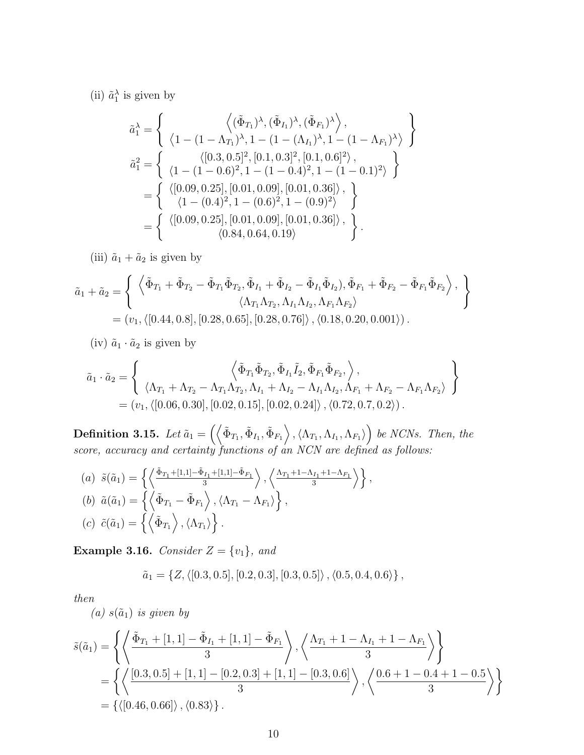(ii) $\tilde{a}_1^{\lambda}$ is given by

$$\tilde{a}_1^{\lambda} = \left\{ \begin{array}{c} \left\langle (\tilde{\Phi}_{T_1})^{\lambda}, (\tilde{\Phi}_{I_1})^{\lambda}, (\tilde{\Phi}_{F_1})^{\lambda} \right\rangle, \\ \left\langle 1-(1-\Lambda_{T_1})^{\lambda}, 1-(1-(\Lambda_{I_1})^{\lambda}, 1-(1-\Lambda_{F_1})^{\lambda} \right\rangle \end{array} \right\}$$

$$\tilde{a}_1^{2} = \left\{ \begin{array}{c} \langle [0.3, 0.5]^2, [0.1, 0.3]^2, [0.1, 0.6]^2 \rangle, \\ \langle 1-(1-0.6)^2, 1-(1-0.4)^2, 1-(1-0.1)^2 \rangle \end{array} \right\}$$

$$= \left\{ \begin{array}{c} \langle [0.09, 0.25], [0.01, 0.09], [0.01, 0.36] \rangle, \\ \langle 1-(0.4)^2, 1-(0.6)^2, 1-(0.9)^2 \rangle \end{array} \right\}$$

$$= \left\{ \begin{array}{c} \langle [0.09, 0.25], [0.01, 0.09], [0.01, 0.36] \rangle, \\ \langle 0.84, 0.64, 0.19 \rangle \end{array} \right\}.$$

(iii) $\tilde{a}_1 + \tilde{a}_2$ is given by

$$\tilde{a}_1 + \tilde{a}_2 = \left\{ \begin{array}{c} \left\langle \tilde{\Phi}_{T_1} + \tilde{\Phi}_{T_2} - \tilde{\Phi}_{T_1}\tilde{\Phi}_{T_2}, \tilde{\Phi}_{I_1} + \tilde{\Phi}_{I_2} - \tilde{\Phi}_{I_1}\tilde{\Phi}_{I_2}), \tilde{\Phi}_{F_1} + \tilde{\Phi}_{F_2} - \tilde{\Phi}_{F_1}\tilde{\Phi}_{F_2} \right\rangle, \\ \langle \Lambda_{T_1}\Lambda_{T_2}, \Lambda_{I_1}\Lambda_{I_2}, \Lambda_{F_1}\Lambda_{F_2} \rangle \end{array} \right\}$$

$$= (v_1, \langle [0.44, 0.8], [0.28, 0.65], [0.28, 0.76] \rangle, \langle 0.18, 0.20, 0.001 \rangle).$$

(iv) $\tilde{a}_1 \cdot \tilde{a}_2$ is given by

$$\tilde{a}_1 \cdot \tilde{a}_2 = \left\{ \begin{array}{c} \left\langle \tilde{\Phi}_{T_1}\tilde{\Phi}_{T_2}, \tilde{\Phi}_{I_1}\tilde{I}_2, \tilde{\Phi}_{F_1}\tilde{\Phi}_{F_2}, \right\rangle, \\ \langle \Lambda_{T_1} + \Lambda_{T_2} - \Lambda_{T_1}\Lambda_{T_2}, \Lambda_{I_1} + \Lambda_{I_2} - \Lambda_{I_1}\Lambda_{I_2}, \Lambda_{F_1} + \Lambda_{F_2} - \Lambda_{F_1}\Lambda_{F_2} \rangle \end{array} \right\}$$

$$= (v_1, \langle [0.06, 0.30], [0.02, 0.15], [0.02, 0.24] \rangle, \langle 0.72, 0.7, 0.2 \rangle).$$

**Definition 3.15.** *Let* $\tilde{a}_1 = \left( \left\langle \tilde{\Phi}_{T_1}, \tilde{\Phi}_{I_1}, \tilde{\Phi}_{F_1} \right\rangle, \langle \Lambda_{T_1}, \Lambda_{I_1}, \Lambda_{F_1} \rangle \right)$ *be NCNs. Then, the score, accuracy and certainty functions of an NCN are defined as follows:*

(a) $\tilde{s}(\tilde{a}_1) = \left\{ \left\langle \frac{\tilde{\Phi}_{T_1} + [1,1] - \tilde{\Phi}_{I_1} + [1,1] - \tilde{\Phi}_{F_1}}{3} \right\rangle, \left\langle \frac{\Lambda_{T_1} + 1 - \Lambda_{I_1} + 1 - \Lambda_{F_1}}{3} \right\rangle \right\}$,

(b) $\tilde{a}(\tilde{a}_1) = \left\{ \left\langle \tilde{\Phi}_{T_1} - \tilde{\Phi}_{F_1} \right\rangle, \langle \Lambda_{T_1} - \Lambda_{F_1} \rangle \right\}$,

(c) $\tilde{c}(\tilde{a}_1) = \left\{ \left\langle \tilde{\Phi}_{T_1} \right\rangle, \langle \Lambda_{T_1} \rangle \right\}$.

**Example 3.16.** *Consider* $Z = \{v_1\}$, *and*

$$\tilde{a}_1 = \{ Z, \langle [0.3, 0.5], [0.2, 0.3], [0.3, 0.5] \rangle, \langle 0.5, 0.4, 0.6 \rangle \},$$

*then*

*(a)* $s(\tilde{a}_1)$ *is given by*

$$\tilde{s}(\tilde{a}_1) = \left\{ \left\langle \frac{\tilde{\Phi}_{T_1} + [1,1] - \tilde{\Phi}_{I_1} + [1,1] - \tilde{\Phi}_{F_1}}{3} \right\rangle, \left\langle \frac{\Lambda_{T_1} + 1 - \Lambda_{I_1} + 1 - \Lambda_{F_1}}{3} \right\rangle \right\}$$

$$= \left\{ \left\langle \frac{[0.3, 0.5] + [1,1] - [0.2, 0.3] + [1,1] - [0.3, 0.6]}{3} \right\rangle, \left\langle \frac{0.6 + 1 - 0.4 + 1 - 0.5}{3} \right\rangle \right\}$$

$$= \{ \langle [0.46, 0.66] \rangle, \langle 0.83 \rangle \}.$$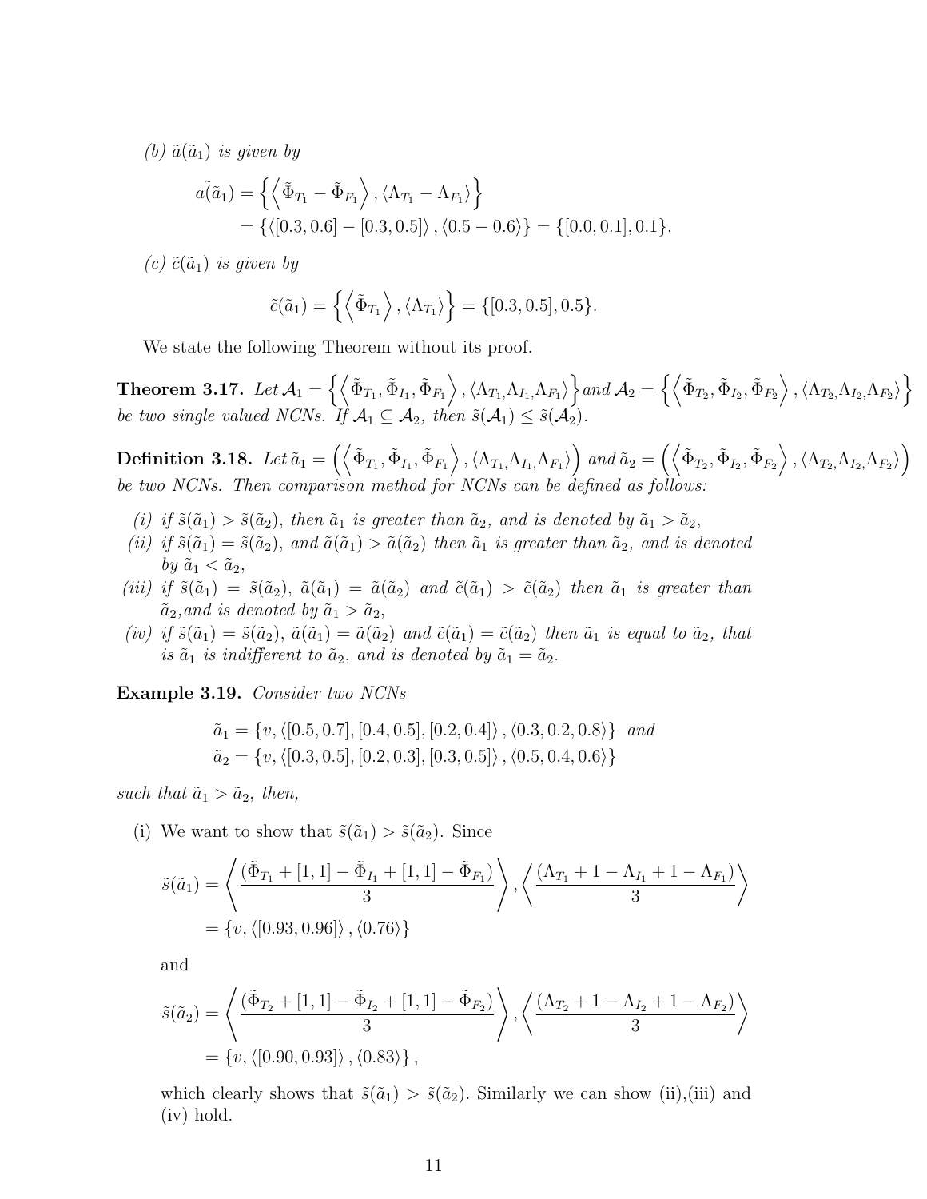*(b)* $\tilde{a}(\tilde{a}_1)$ *is given by*

$$
\begin{aligned}
a\tilde{(}\tilde{a}_1) &= \left\{ \left\langle \tilde{\Phi}_{T_1} - \tilde{\Phi}_{F_1} \right\rangle, \langle \Lambda_{T_1} - \Lambda_{F_1} \rangle \right\} \\
&= \{ \langle [0.3, 0.6] - [0.3, 0.5] \rangle, \langle 0.5 - 0.6 \rangle \} = \{[0.0, 0.1], 0.1\}.
\end{aligned}
$$

*(c)* $\tilde{c}(\tilde{a}_1)$ *is given by*

$$
\tilde{c}(\tilde{a}_1) = \left\{ \left\langle \tilde{\Phi}_{T_1} \right\rangle, \langle \Lambda_{T_1} \rangle \right\} = \{[0.3, 0.5], 0.5\}.
$$

We state the following Theorem without its proof.

**Theorem 3.17.** *Let* $\mathcal{A}_1 = \left\{ \left\langle \tilde{\Phi}_{T_1}, \tilde{\Phi}_{I_1}, \tilde{\Phi}_{F_1} \right\rangle, \langle \Lambda_{T_1}, \Lambda_{I_1}, \Lambda_{F_1} \rangle \right\}$ *and* $\mathcal{A}_2 = \left\{ \left\langle \tilde{\Phi}_{T_2}, \tilde{\Phi}_{I_2}, \tilde{\Phi}_{F_2} \right\rangle, \langle \Lambda_{T_2}, \Lambda_{I_2}, \Lambda_{F_2} \rangle \right\}$ *be two single valued NCNs. If* $\mathcal{A}_1 \subseteq \mathcal{A}_2$*, then* $\tilde{s}(\mathcal{A}_1) \leq \tilde{s}(\mathcal{A}_2)$.

**Definition 3.18.** *Let* $\tilde{a}_1 = \left( \left\langle \tilde{\Phi}_{T_1}, \tilde{\Phi}_{I_1}, \tilde{\Phi}_{F_1} \right\rangle, \langle \Lambda_{T_1}, \Lambda_{I_1}, \Lambda_{F_1} \rangle \right)$ *and* $\tilde{a}_2 = \left( \left\langle \tilde{\Phi}_{T_2}, \tilde{\Phi}_{I_2}, \tilde{\Phi}_{F_2} \right\rangle, \langle \Lambda_{T_2}, \Lambda_{I_2}, \Lambda_{F_2} \rangle \right)$ *be two NCNs. Then comparison method for NCNs can be defined as follows:*

*(i) if* $\tilde{s}(\tilde{a}_1) > \tilde{s}(\tilde{a}_2)$*, then* $\tilde{a}_1$ *is greater than* $\tilde{a}_2$*, and is denoted by* $\tilde{a}_1 > \tilde{a}_2$*,*

*(ii) if* $\tilde{s}(\tilde{a}_1) = \tilde{s}(\tilde{a}_2)$*, and* $\tilde{a}(\tilde{a}_1) > \tilde{a}(\tilde{a}_2)$ *then* $\tilde{a}_1$ *is greater than* $\tilde{a}_2$*, and is denoted by* $\tilde{a}_1 < \tilde{a}_2$*,*

*(iii) if* $\tilde{s}(\tilde{a}_1) = \tilde{s}(\tilde{a}_2)$*,* $\tilde{a}(\tilde{a}_1) = \tilde{a}(\tilde{a}_2)$ *and* $\tilde{c}(\tilde{a}_1) > \tilde{c}(\tilde{a}_2)$ *then* $\tilde{a}_1$ *is greater than* $\tilde{a}_2$*,and is denoted by* $\tilde{a}_1 > \tilde{a}_2$*,*

*(iv) if* $\tilde{s}(\tilde{a}_1) = \tilde{s}(\tilde{a}_2)$*,* $\tilde{a}(\tilde{a}_1) = \tilde{a}(\tilde{a}_2)$ *and* $\tilde{c}(\tilde{a}_1) = \tilde{c}(\tilde{a}_2)$ *then* $\tilde{a}_1$ *is equal to* $\tilde{a}_2$*, that is* $\tilde{a}_1$ *is indifferent to* $\tilde{a}_2$*, and is denoted by* $\tilde{a}_1 = \tilde{a}_2$*.*

**Example 3.19.** *Consider two NCNs*

$$
\begin{aligned}
\tilde{a}_1 &= \{v, \langle [0.5, 0.7], [0.4, 0.5], [0.2, 0.4] \rangle, \langle 0.3, 0.2, 0.8 \rangle \} \quad \text{and} \\
\tilde{a}_2 &= \{v, \langle [0.3, 0.5], [0.2, 0.3], [0.3, 0.5] \rangle, \langle 0.5, 0.4, 0.6 \rangle \}
\end{aligned}
$$

*such that* $\tilde{a}_1 > \tilde{a}_2$*, then,*

(i) We want to show that $\tilde{s}(\tilde{a}_1) > \tilde{s}(\tilde{a}_2)$. Since

$$
\begin{aligned}
\tilde{s}(\tilde{a}_1) &= \left\langle \frac{(\tilde{\Phi}_{T_1} + [1,1] - \tilde{\Phi}_{I_1} + [1,1] - \tilde{\Phi}_{F_1})}{3} \right\rangle, \left\langle \frac{(\Lambda_{T_1} + 1 - \Lambda_{I_1} + 1 - \Lambda_{F_1})}{3} \right\rangle \\
&= \{v, \langle [0.93, 0.96] \rangle, \langle 0.76 \rangle \}
\end{aligned}
$$

and

$$
\begin{aligned}
\tilde{s}(\tilde{a}_2) &= \left\langle \frac{(\tilde{\Phi}_{T_2} + [1,1] - \tilde{\Phi}_{I_2} + [1,1] - \tilde{\Phi}_{F_2})}{3} \right\rangle, \left\langle \frac{(\Lambda_{T_2} + 1 - \Lambda_{I_2} + 1 - \Lambda_{F_2})}{3} \right\rangle \\
&= \{v, \langle [0.90, 0.93] \rangle, \langle 0.83 \rangle \},
\end{aligned}
$$

which clearly shows that $\tilde{s}(\tilde{a}_1) > \tilde{s}(\tilde{a}_2)$. Similarly we can show (ii),(iii) and (iv) hold.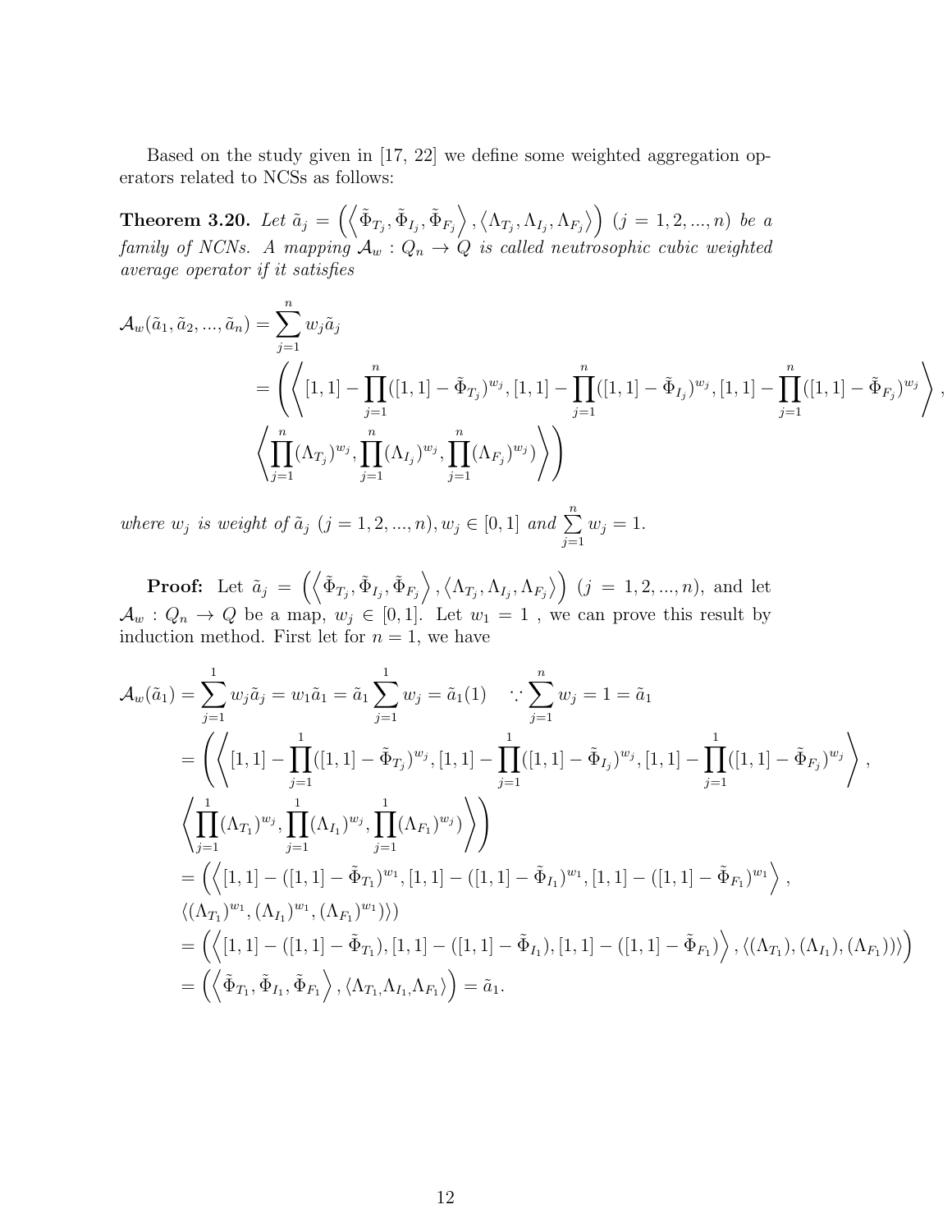Based on the study given in [17, 22] we define some weighted aggregation operators related to NCSs as follows:

**Theorem 3.20.** *Let* $\tilde{a}_j = \left(\left\langle \tilde{\Phi}_{T_j}, \tilde{\Phi}_{I_j}, \tilde{\Phi}_{F_j} \right\rangle, \left\langle \Lambda_{T_j}, \Lambda_{I_j}, \Lambda_{F_j} \right\rangle\right)$ $(j = 1, 2, ..., n)$ *be a family of NCNs. A mapping* $\mathcal{A}_w : Q_n \to Q$ *is called neutrosophic cubic weighted average operator if it satisfies*

$$\begin{aligned}
\mathcal{A}_w(\tilde{a}_1, \tilde{a}_2, ..., \tilde{a}_n) &= \sum_{j=1}^{n} w_j \tilde{a}_j \\
&= \left( \left\langle [1,1] - \prod_{j=1}^{n}([1,1] - \tilde{\Phi}_{T_j})^{w_j}, [1,1] - \prod_{j=1}^{n}([1,1] - \tilde{\Phi}_{I_j})^{w_j}, [1,1] - \prod_{j=1}^{n}([1,1] - \tilde{\Phi}_{F_j})^{w_j} \right\rangle, \right. \\
&\quad \left. \left\langle \prod_{j=1}^{n}(\Lambda_{T_j})^{w_j}, \prod_{j=1}^{n}(\Lambda_{I_j})^{w_j}, \prod_{j=1}^{n}(\Lambda_{F_j})^{w_j}) \right\rangle \right)
\end{aligned}$$

*where* $w_j$ *is weight of* $\tilde{a}_j$ $(j = 1, 2, ..., n), w_j \in [0, 1]$ *and* $\sum_{j=1}^{n} w_j = 1$.

**Proof:** Let $\tilde{a}_j = \left(\left\langle \tilde{\Phi}_{T_j}, \tilde{\Phi}_{I_j}, \tilde{\Phi}_{F_j} \right\rangle, \left\langle \Lambda_{T_j}, \Lambda_{I_j}, \Lambda_{F_j} \right\rangle\right)$ $(j = 1, 2, ..., n)$, and let $\mathcal{A}_w : Q_n \to Q$ be a map, $w_j \in [0, 1]$. Let $w_1 = 1$ , we can prove this result by induction method. First let for $n = 1$, we have

$$\begin{aligned}
\mathcal{A}_w(\tilde{a}_1) &= \sum_{j=1}^{1} w_j \tilde{a}_j = w_1 \tilde{a}_1 = \tilde{a}_1 \sum_{j=1}^{1} w_j = \tilde{a}_1(1) \quad \because \sum_{j=1}^{n} w_j = 1 = \tilde{a}_1 \\
&= \left( \left\langle [1,1] - \prod_{j=1}^{1}([1,1] - \tilde{\Phi}_{T_j})^{w_j}, [1,1] - \prod_{j=1}^{1}([1,1] - \tilde{\Phi}_{I_j})^{w_j}, [1,1] - \prod_{j=1}^{1}([1,1] - \tilde{\Phi}_{F_j})^{w_j} \right\rangle, \right. \\
&\quad \left. \left\langle \prod_{j=1}^{1}(\Lambda_{T_1})^{w_j}, \prod_{j=1}^{1}(\Lambda_{I_1})^{w_j}, \prod_{j=1}^{1}(\Lambda_{F_1})^{w_j}) \right\rangle \right) \\
&= \left( \left\langle [1,1] - ([1,1] - \tilde{\Phi}_{T_1})^{w_1}, [1,1] - ([1,1] - \tilde{\Phi}_{I_1})^{w_1}, [1,1] - ([1,1] - \tilde{\Phi}_{F_1})^{w_1} \right\rangle, \right. \\
&\quad \left. \langle (\Lambda_{T_1})^{w_1}, (\Lambda_{I_1})^{w_1}, (\Lambda_{F_1})^{w_1}) \rangle \right) \\
&= \left( \left\langle [1,1] - ([1,1] - \tilde{\Phi}_{T_1}), [1,1] - ([1,1] - \tilde{\Phi}_{I_1}), [1,1] - ([1,1] - \tilde{\Phi}_{F_1}) \right\rangle, \langle (\Lambda_{T_1}), (\Lambda_{I_1}), (\Lambda_{F_1})) \rangle \right) \\
&= \left( \left\langle \tilde{\Phi}_{T_1}, \tilde{\Phi}_{I_1}, \tilde{\Phi}_{F_1} \right\rangle, \langle \Lambda_{T_1}, \Lambda_{I_1}, \Lambda_{F_1} \rangle \right) = \tilde{a}_1.
\end{aligned}$$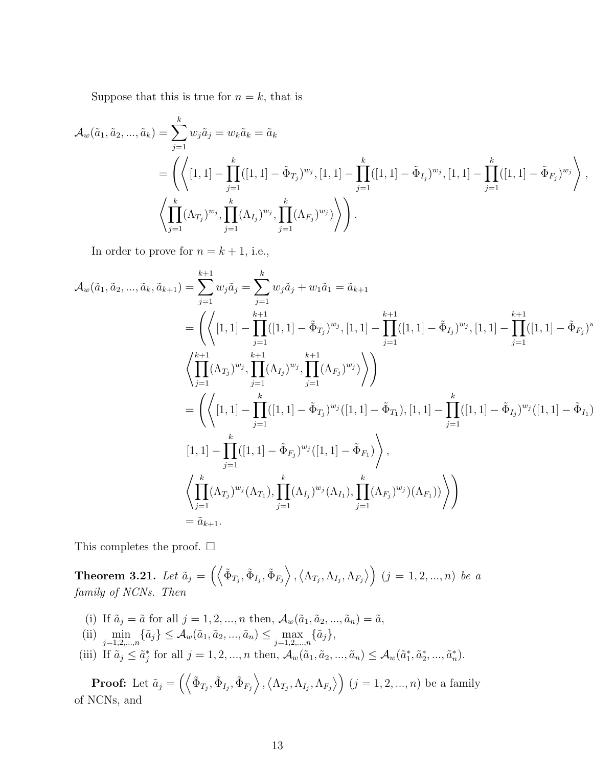Suppose that this is true for $n = k$, that is

$$
\begin{aligned}
\mathcal{A}_w(\tilde{a}_1, \tilde{a}_2, ..., \tilde{a}_k) &= \sum_{j=1}^{k} w_j \tilde{a}_j = w_k \tilde{a}_k = \tilde{a}_k \\
&= \left( \left\langle [1,1] - \prod_{j=1}^{k}([1,1] - \tilde{\Phi}_{T_j})^{w_j}, [1,1] - \prod_{j=1}^{k}([1,1] - \tilde{\Phi}_{I_j})^{w_j}, [1,1] - \prod_{j=1}^{k}([1,1] - \tilde{\Phi}_{F_j})^{w_j} \right\rangle, \right. \\
&\left. \left\langle \prod_{j=1}^{k}(\Lambda_{T_j})^{w_j}, \prod_{j=1}^{k}(\Lambda_{I_j})^{w_j}, \prod_{j=1}^{k}(\Lambda_{F_j})^{w_j}) \right\rangle \right).
\end{aligned}
$$

In order to prove for $n = k + 1$, i.e.,

$$
\begin{aligned}
\mathcal{A}_w(\tilde{a}_1, \tilde{a}_2, ..., \tilde{a}_k, \tilde{a}_{k+1}) &= \sum_{j=1}^{k+1} w_j \tilde{a}_j = \sum_{j=1}^{k} w_j \tilde{a}_j + w_1 \tilde{a}_1 = \tilde{a}_{k+1} \\
&= \left( \left\langle [1,1] - \prod_{j=1}^{k+1}([1,1] - \tilde{\Phi}_{T_j})^{w_j}, [1,1] - \prod_{j=1}^{k+1}([1,1] - \tilde{\Phi}_{I_j})^{w_j}, [1,1] - \prod_{j=1}^{k+1}([1,1] - \tilde{\Phi}_{F_j})^{w_j} \right\rangle, \right. \\
&\left. \left\langle \prod_{j=1}^{k+1}(\Lambda_{T_j})^{w_j}, \prod_{j=1}^{k+1}(\Lambda_{I_j})^{w_j}, \prod_{j=1}^{k+1}(\Lambda_{F_j})^{w_j}) \right\rangle \right) \\
&= \left( \left\langle [1,1] - \prod_{j=1}^{k}([1,1] - \tilde{\Phi}_{T_j})^{w_j}([1,1] - \tilde{\Phi}_{T_1}), [1,1] - \prod_{j=1}^{k}([1,1] - \tilde{\Phi}_{I_j})^{w_j}([1,1] - \tilde{\Phi}_{I_1}) \right. \right. \\
&\left. [1,1] - \prod_{j=1}^{k}([1,1] - \tilde{\Phi}_{F_j})^{w_j}([1,1] - \tilde{\Phi}_{F_1}) \right\rangle, \\
&\left. \left\langle \prod_{j=1}^{k}(\Lambda_{T_j})^{w_j}(\Lambda_{T_1}), \prod_{j=1}^{k}(\Lambda_{I_j})^{w_j}(\Lambda_{I_1}), \prod_{j=1}^{k}(\Lambda_{F_j})^{w_j})(\Lambda_{F_1})) \right\rangle \right) \\
&= \tilde{a}_{k+1}.
\end{aligned}
$$

This completes the proof. □

**Theorem 3.21.** *Let* $\tilde{a}_j = \left( \left\langle \tilde{\Phi}_{T_j}, \tilde{\Phi}_{I_j}, \tilde{\Phi}_{F_j} \right\rangle, \left\langle \Lambda_{T_j}, \Lambda_{I_j}, \Lambda_{F_j} \right\rangle \right)$ $(j = 1, 2, ..., n)$ *be a family of NCNs. Then*

(i) If $\tilde{a}_j = \tilde{a}$ for all $j = 1, 2, ..., n$ then, $\mathcal{A}_w(\tilde{a}_1, \tilde{a}_2, ..., \tilde{a}_n) = \tilde{a}$,

(ii) $\min\limits_{j=1,2,...,n}\{\tilde{a}_j\} \leq \mathcal{A}_w(\tilde{a}_1, \tilde{a}_2, ..., \tilde{a}_n) \leq \max\limits_{j=1,2,...,n}\{\tilde{a}_j\}$,

(iii) If $\tilde{a}_j \leq \tilde{a}_j^*$ for all $j = 1, 2, ..., n$ then, $\mathcal{A}_w(\tilde{a}_1, \tilde{a}_2, ..., \tilde{a}_n) \leq \mathcal{A}_w(\tilde{a}_1^*, \tilde{a}_2^*, ..., \tilde{a}_n^*)$.

**Proof:** Let $\tilde{a}_j = \left( \left\langle \tilde{\Phi}_{T_j}, \tilde{\Phi}_{I_j}, \tilde{\Phi}_{F_j} \right\rangle, \left\langle \Lambda_{T_j}, \Lambda_{I_j}, \Lambda_{F_j} \right\rangle \right)$ $(j = 1, 2, ..., n)$ be a family of NCNs, and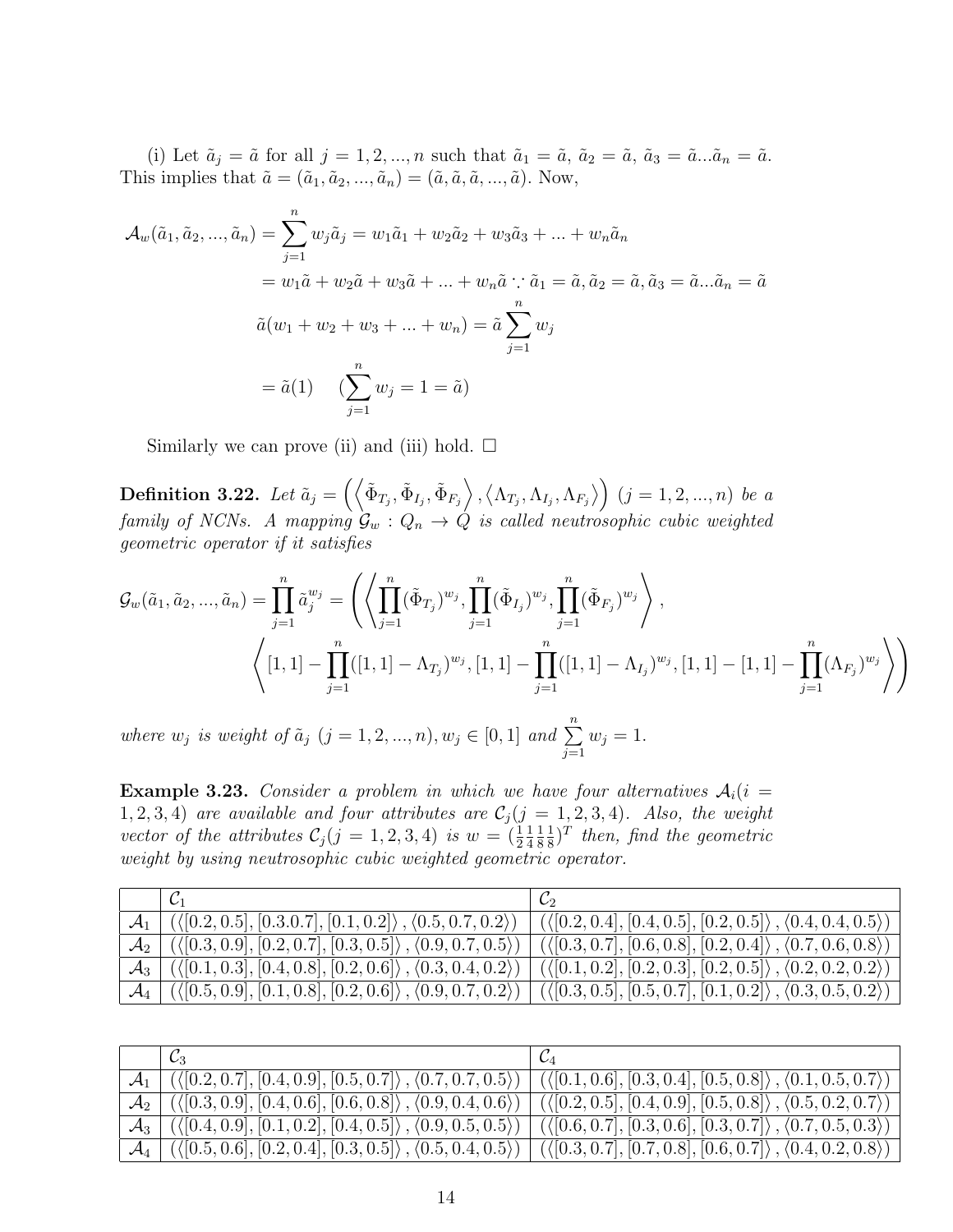(i) Let $\tilde{a}_j = \tilde{a}$ for all $j = 1, 2, ..., n$ such that $\tilde{a}_1 = \tilde{a}$, $\tilde{a}_2 = \tilde{a}$, $\tilde{a}_3 = \tilde{a} ... \tilde{a}_n = \tilde{a}$. This implies that $\tilde{a} = (\tilde{a}_1, \tilde{a}_2, ..., \tilde{a}_n) = (\tilde{a}, \tilde{a}, \tilde{a}, ..., \tilde{a})$. Now,

$$
\begin{aligned}
\mathcal{A}_w(\tilde{a}_1, \tilde{a}_2, ..., \tilde{a}_n) &= \sum_{j=1}^{n} w_j \tilde{a}_j = w_1\tilde{a}_1 + w_2\tilde{a}_2 + w_3\tilde{a}_3 + ... + w_n\tilde{a}_n \\
&= w_1\tilde{a} + w_2\tilde{a} + w_3\tilde{a} + ... + w_n\tilde{a} \because \tilde{a}_1 = \tilde{a}, \tilde{a}_2 = \tilde{a}, \tilde{a}_3 = \tilde{a} ... \tilde{a}_n = \tilde{a} \\
\tilde{a}(w_1 + w_2 + w_3 + ... + w_n) &= \tilde{a} \sum_{j=1}^{n} w_j \\
&= \tilde{a}(1) \quad (\sum_{j=1}^{n} w_j = 1 = \tilde{a})
\end{aligned}
$$

Similarly we can prove (ii) and (iii) hold. □

**Definition 3.22.** *Let* $\tilde{a}_j = \left( \left\langle \tilde{\Phi}_{T_j}, \tilde{\Phi}_{I_j}, \tilde{\Phi}_{F_j} \right\rangle, \left\langle \Lambda_{T_j}, \Lambda_{I_j}, \Lambda_{F_j} \right\rangle \right)$ $(j = 1, 2, ..., n)$ *be a family of NCNs. A mapping* $\mathcal{G}_w : Q_n \to Q$ *is called neutrosophic cubic weighted geometric operator if it satisfies*

$$
\begin{aligned}
\mathcal{G}_w(\tilde{a}_1, \tilde{a}_2, ..., \tilde{a}_n) = \prod_{j=1}^{n} \tilde{a}_j^{w_j} = \Bigg( \left\langle \prod_{j=1}^{n} (\tilde{\Phi}_{T_j})^{w_j}, \prod_{j=1}^{n} (\tilde{\Phi}_{I_j})^{w_j}, \prod_{j=1}^{n} (\tilde{\Phi}_{F_j})^{w_j} \right\rangle, \\
\left\langle [1,1] - \prod_{j=1}^{n} ([1,1] - \Lambda_{T_j})^{w_j}, [1,1] - \prod_{j=1}^{n} ([1,1] - \Lambda_{I_j})^{w_j}, [1,1] - [1,1] - \prod_{j=1}^{n} (\Lambda_{F_j})^{w_j} \right\rangle \Bigg)
\end{aligned}
$$

*where* $w_j$ *is weight of* $\tilde{a}_j$ $(j = 1, 2, ..., n), w_j \in [0, 1]$ *and* $\sum_{j=1}^{n} w_j = 1$.

**Example 3.23.** *Consider a problem in which we have four alternatives* $\mathcal{A}_i (i = 1, 2, 3, 4)$ *are available and four attributes are* $\mathcal{C}_j (j = 1, 2, 3, 4)$. *Also, the weight vector of the attributes* $\mathcal{C}_j (j = 1, 2, 3, 4)$ *is* $w = (\frac{1}{2} \frac{1}{4} \frac{1}{8} \frac{1}{8})^T$ *then, find the geometric weight by using neutrosophic cubic weighted geometric operator.*

| | $\mathcal{C}_1$ | $\mathcal{C}_2$ |
|---|---|---|
| $\mathcal{A}_1$ | $(\langle [0.2, 0.5], [0.3.0.7], [0.1, 0.2] \rangle, \langle 0.5, 0.7, 0.2 \rangle)$ | $(\langle [0.2, 0.4], [0.4, 0.5], [0.2, 0.5] \rangle, \langle 0.4, 0.4, 0.5 \rangle)$ |
| $\mathcal{A}_2$ | $(\langle [0.3, 0.9], [0.2, 0.7], [0.3, 0.5] \rangle, \langle 0.9, 0.7, 0.5 \rangle)$ | $(\langle [0.3, 0.7], [0.6, 0.8], [0.2, 0.4] \rangle, \langle 0.7, 0.6, 0.8 \rangle)$ |
| $\mathcal{A}_3$ | $(\langle [0.1, 0.3], [0.4, 0.8], [0.2, 0.6] \rangle, \langle 0.3, 0.4, 0.2 \rangle)$ | $(\langle [0.1, 0.2], [0.2, 0.3], [0.2, 0.5] \rangle, \langle 0.2, 0.2, 0.2 \rangle)$ |
| $\mathcal{A}_4$ | $(\langle [0.5, 0.9], [0.1, 0.8], [0.2, 0.6] \rangle, \langle 0.9, 0.7, 0.2 \rangle)$ | $(\langle [0.3, 0.5], [0.5, 0.7], [0.1, 0.2] \rangle, \langle 0.3, 0.5, 0.2 \rangle)$ |

| | $\mathcal{C}_3$ | $\mathcal{C}_4$ |
|---|---|---|
| $\mathcal{A}_1$ | $(\langle [0.2, 0.7], [0.4, 0.9], [0.5, 0.7] \rangle, \langle 0.7, 0.7, 0.5 \rangle)$ | $(\langle [0.1, 0.6], [0.3, 0.4], [0.5, 0.8] \rangle, \langle 0.1, 0.5, 0.7 \rangle)$ |
| $\mathcal{A}_2$ | $(\langle [0.3, 0.9], [0.4, 0.6], [0.6, 0.8] \rangle, \langle 0.9, 0.4, 0.6 \rangle)$ | $(\langle [0.2, 0.5], [0.4, 0.9], [0.5, 0.8] \rangle, \langle 0.5, 0.2, 0.7 \rangle)$ |
| $\mathcal{A}_3$ | $(\langle [0.4, 0.9], [0.1, 0.2], [0.4, 0.5] \rangle, \langle 0.9, 0.5, 0.5 \rangle)$ | $(\langle [0.6, 0.7], [0.3, 0.6], [0.3, 0.7] \rangle, \langle 0.7, 0.5, 0.3 \rangle)$ |
| $\mathcal{A}_4$ | $(\langle [0.5, 0.6], [0.2, 0.4], [0.3, 0.5] \rangle, \langle 0.5, 0.4, 0.5 \rangle)$ | $(\langle [0.3, 0.7], [0.7, 0.8], [0.6, 0.7] \rangle, \langle 0.4, 0.2, 0.8 \rangle)$ |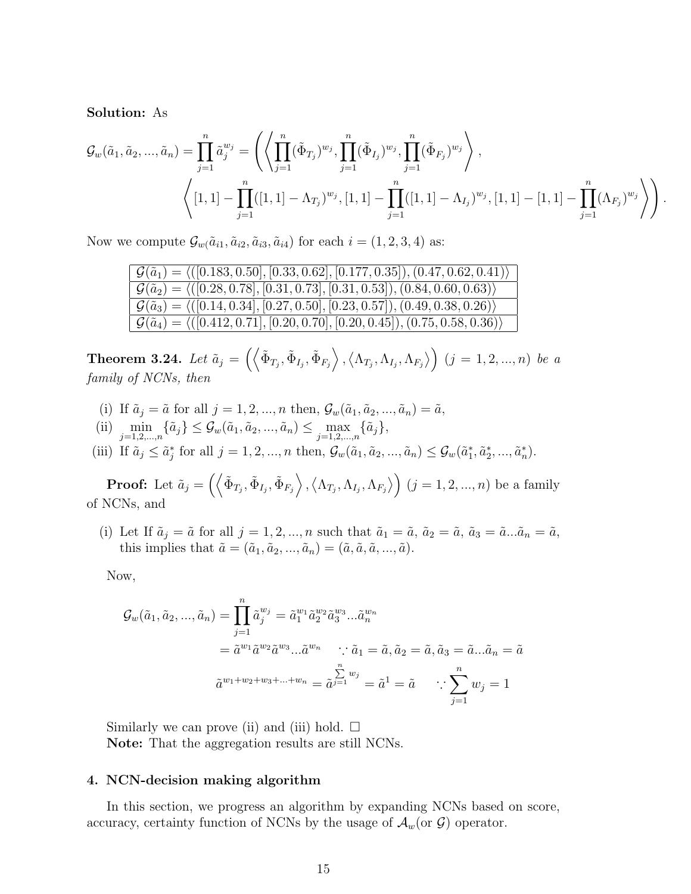**Solution:** As

$$\mathcal{G}_w(\tilde{a}_1, \tilde{a}_2, ..., \tilde{a}_n) = \prod_{j=1}^{n} \tilde{a}_j^{w_j} = \left( \left\langle \prod_{j=1}^{n} (\tilde{\Phi}_{T_j})^{w_j}, \prod_{j=1}^{n} (\tilde{\Phi}_{I_j})^{w_j}, \prod_{j=1}^{n} (\tilde{\Phi}_{F_j})^{w_j} \right\rangle, \right.$$

$$\left. \left\langle [1,1] - \prod_{j=1}^{n} ([1,1] - \Lambda_{T_j})^{w_j}, [1,1] - \prod_{j=1}^{n} ([1,1] - \Lambda_{I_j})^{w_j}, [1,1] - [1,1] - \prod_{j=1}^{n} (\Lambda_{F_j})^{w_j} \right\rangle \right).$$

Now we compute $\mathcal{G}_{w(}\tilde{a}_{i1}, \tilde{a}_{i2}, \tilde{a}_{i3}, \tilde{a}_{i4})$ for each $i = (1,2,3,4)$ as:

| |
|---|
| $\mathcal{G}(\tilde{a}_1) = \langle ([0.183, 0.50], [0.33, 0.62], [0.177, 0.35]), (0.47, 0.62, 0.41) \rangle$ |
| $\mathcal{G}(\tilde{a}_2) = \langle ([0.28, 0.78], [0.31, 0.73], [0.31, 0.53]), (0.84, 0.60, 0.63) \rangle$ |
| $\mathcal{G}(\tilde{a}_3) = \langle ([0.14, 0.34], [0.27, 0.50], [0.23, 0.57]), (0.49, 0.38, 0.26) \rangle$ |
| $\mathcal{G}(\tilde{a}_4) = \langle ([0.412, 0.71], [0.20, 0.70], [0.20, 0.45]), (0.75, 0.58, 0.36) \rangle$ |

**Theorem 3.24.** *Let* $\tilde{a}_j = \left( \left\langle \tilde{\Phi}_{T_j}, \tilde{\Phi}_{I_j}, \tilde{\Phi}_{F_j} \right\rangle, \left\langle \Lambda_{T_j}, \Lambda_{I_j}, \Lambda_{F_j} \right\rangle \right)$ $(j = 1, 2, ..., n)$ *be a family of NCNs, then*

(i) If $\tilde{a}_j = \tilde{a}$ for all $j = 1, 2, ..., n$ then, $\mathcal{G}_w(\tilde{a}_1, \tilde{a}_2, ..., \tilde{a}_n) = \tilde{a}$,

(ii) $\min_{j=1,2,...,n} \{\tilde{a}_j\} \leq \mathcal{G}_w(\tilde{a}_1, \tilde{a}_2, ..., \tilde{a}_n) \leq \max_{j=1,2,...,n} \{\tilde{a}_j\}$,

(iii) If $\tilde{a}_j \leq \tilde{a}_j^*$ for all $j = 1, 2, ..., n$ then, $\mathcal{G}_w(\tilde{a}_1, \tilde{a}_2, ..., \tilde{a}_n) \leq \mathcal{G}_w(\tilde{a}_1^*, \tilde{a}_2^*, ..., \tilde{a}_n^*)$.

**Proof:** Let $\tilde{a}_j = \left( \left\langle \tilde{\Phi}_{T_j}, \tilde{\Phi}_{I_j}, \tilde{\Phi}_{F_j} \right\rangle, \left\langle \Lambda_{T_j}, \Lambda_{I_j}, \Lambda_{F_j} \right\rangle \right)$ $(j = 1, 2, ..., n)$ be a family of NCNs, and

(i) Let If $\tilde{a}_j = \tilde{a}$ for all $j = 1, 2, ..., n$ such that $\tilde{a}_1 = \tilde{a}$, $\tilde{a}_2 = \tilde{a}$, $\tilde{a}_3 = \tilde{a} ... \tilde{a}_n = \tilde{a}$, this implies that $\tilde{a} = (\tilde{a}_1, \tilde{a}_2, ..., \tilde{a}_n) = (\tilde{a}, \tilde{a}, \tilde{a}, ..., \tilde{a})$.

Now,

$$\mathcal{G}_w(\tilde{a}_1, \tilde{a}_2, ..., \tilde{a}_n) = \prod_{j=1}^{n} \tilde{a}_j^{w_j} = \tilde{a}_1^{w_1} \tilde{a}_2^{w_2} \tilde{a}_3^{w_3} ... \tilde{a}_n^{w_n}$$

$$= \tilde{a}^{w_1} \tilde{a}^{w_2} \tilde{a}^{w_3} ... \tilde{a}^{w_n} \quad \because \tilde{a}_1 = \tilde{a}, \tilde{a}_2 = \tilde{a}, \tilde{a}_3 = \tilde{a} ... \tilde{a}_n = \tilde{a}$$

$$\tilde{a}^{w_1 + w_2 + w_3 + ... + w_n} = \tilde{a}^{\sum_{j=1}^{n} w_j} = \tilde{a}^1 = \tilde{a} \quad \because \sum_{j=1}^{n} w_j = 1$$

Similarly we can prove (ii) and (iii) hold. □

**Note:** That the aggregation results are still NCNs.

## 4. NCN-decision making algorithm

In this section, we progress an algorithm by expanding NCNs based on score, accuracy, certainty function of NCNs by the usage of $\mathcal{A}_w$(or $\mathcal{G}$) operator.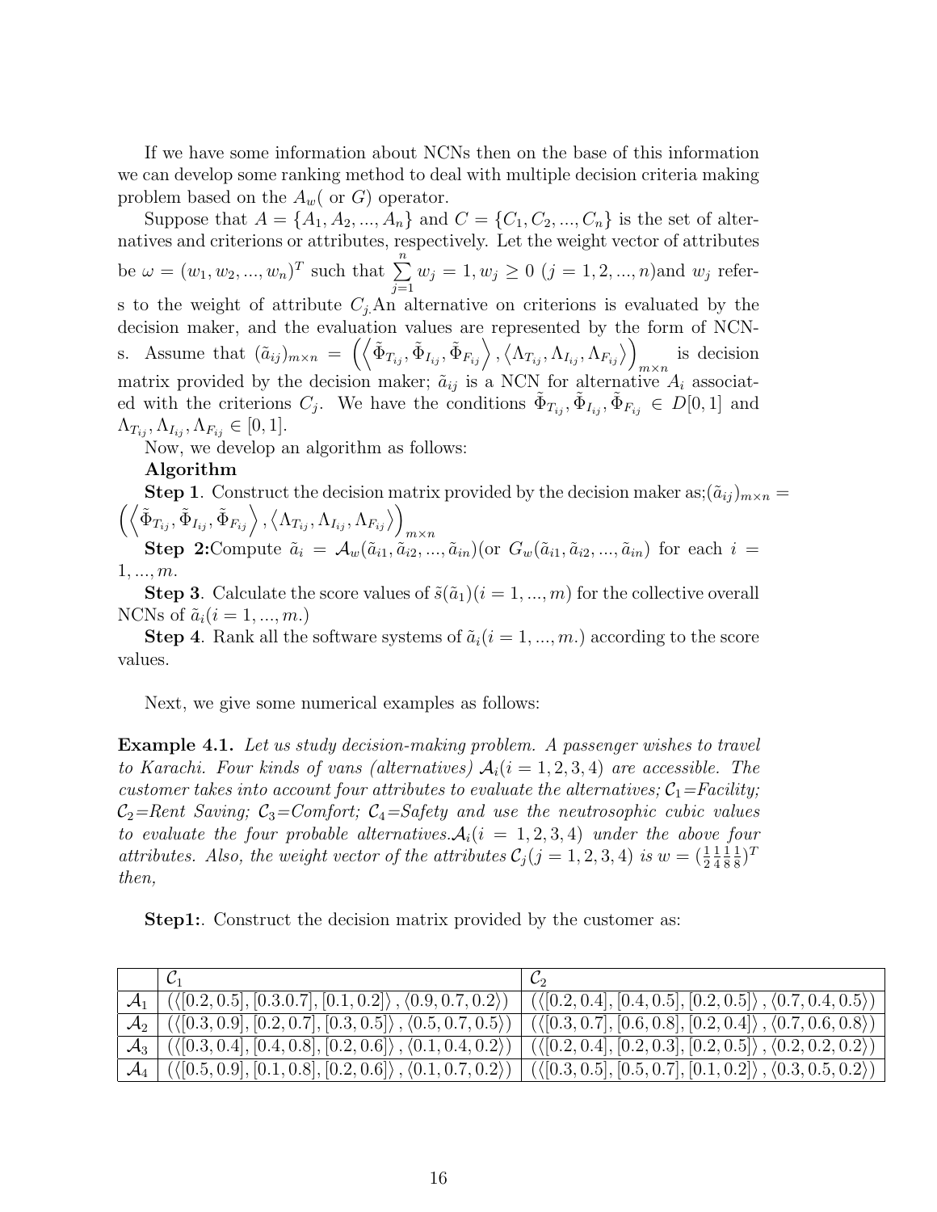If we have some information about NCNs then on the base of this information we can develop some ranking method to deal with multiple decision criteria making problem based on the $A_w$( or $G$) operator.

Suppose that $A = \{A_1, A_2, ..., A_n\}$ and $C = \{C_1, C_2, ..., C_n\}$ is the set of alternatives and criterions or attributes, respectively. Let the weight vector of attributes be $\omega = (w_1, w_2, ..., w_n)^T$ such that $\sum_{j=1}^{n} w_j = 1, w_j \geq 0$ $(j = 1, 2, ..., n)$and $w_j$ refers to the weight of attribute $C_j$.An alternative on criterions is evaluated by the decision maker, and the evaluation values are represented by the form of NCNs. Assume that $(\tilde{a}_{ij})_{m\times n} = \left(\left\langle \tilde{\Phi}_{T_{ij}}, \tilde{\Phi}_{I_{ij}}, \tilde{\Phi}_{F_{ij}} \right\rangle, \left\langle \Lambda_{T_{ij}}, \Lambda_{I_{ij}}, \Lambda_{F_{ij}} \right\rangle\right)_{m\times n}$ is decision matrix provided by the decision maker; $\tilde{a}_{ij}$ is a NCN for alternative $A_i$ associated with the criterions $C_j$. We have the conditions $\tilde{\Phi}_{T_{ij}}, \tilde{\Phi}_{I_{ij}}, \tilde{\Phi}_{F_{ij}} \in D[0, 1]$ and $\Lambda_{T_{ij}}, \Lambda_{I_{ij}}, \Lambda_{F_{ij}} \in [0, 1]$.

Now, we develop an algorithm as follows:

**Algorithm**

**Step 1**. Construct the decision matrix provided by the decision maker as;$(\tilde{a}_{ij})_{m\times n} = \left(\left\langle \tilde{\Phi}_{T_{ij}}, \tilde{\Phi}_{I_{ij}}, \tilde{\Phi}_{F_{ij}} \right\rangle, \left\langle \Lambda_{T_{ij}}, \Lambda_{I_{ij}}, \Lambda_{F_{ij}} \right\rangle\right)_{m\times n}$

**Step 2:**Compute $\tilde{a}_i = \mathcal{A}_w(\tilde{a}_{i1}, \tilde{a}_{i2}, ..., \tilde{a}_{in})$(or $G_w(\tilde{a}_{i1}, \tilde{a}_{i2}, ..., \tilde{a}_{in})$ for each $i = 1, ..., m$.

**Step 3**. Calculate the score values of $\tilde{s}(\tilde{a}_1)(i = 1, ..., m)$ for the collective overall NCNs of $\tilde{a}_i(i = 1, ..., m.)$

**Step 4**. Rank all the software systems of $\tilde{a}_i(i = 1, ..., m.)$ according to the score values.

Next, we give some numerical examples as follows:

**Example 4.1.** *Let us study decision-making problem. A passenger wishes to travel to Karachi. Four kinds of vans (alternatives) $\mathcal{A}_i(i = 1, 2, 3, 4)$ are accessible. The customer takes into account four attributes to evaluate the alternatives; $\mathcal{C}_1$=Facility; $\mathcal{C}_2$=Rent Saving; $\mathcal{C}_3$=Comfort; $\mathcal{C}_4$=Safety and use the neutrosophic cubic values to evaluate the four probable alternatives.$\mathcal{A}_i(i = 1, 2, 3, 4)$ under the above four attributes. Also, the weight vector of the attributes $\mathcal{C}_j(j = 1, 2, 3, 4)$ is $w = (\frac{1}{2}\frac{1}{4}\frac{1}{8}\frac{1}{8})^T$ then,*

**Step1:**. Construct the decision matrix provided by the customer as:

| | $\mathcal{C}_1$ | $\mathcal{C}_2$ |
|---|---|---|
| $\mathcal{A}_1$ | $(\langle [0.2, 0.5], [0.3.0.7], [0.1, 0.2]\rangle, \langle 0.9, 0.7, 0.2\rangle)$ | $(\langle [0.2, 0.4], [0.4, 0.5], [0.2, 0.5]\rangle, \langle 0.7, 0.4, 0.5\rangle)$ |
| $\mathcal{A}_2$ | $(\langle [0.3, 0.9], [0.2, 0.7], [0.3, 0.5]\rangle, \langle 0.5, 0.7, 0.5\rangle)$ | $(\langle [0.3, 0.7], [0.6, 0.8], [0.2, 0.4]\rangle, \langle 0.7, 0.6, 0.8\rangle)$ |
| $\mathcal{A}_3$ | $(\langle [0.3, 0.4], [0.4, 0.8], [0.2, 0.6]\rangle, \langle 0.1, 0.4, 0.2\rangle)$ | $(\langle [0.2, 0.4], [0.2, 0.3], [0.2, 0.5]\rangle, \langle 0.2, 0.2, 0.2\rangle)$ |
| $\mathcal{A}_4$ | $(\langle [0.5, 0.9], [0.1, 0.8], [0.2, 0.6]\rangle, \langle 0.1, 0.7, 0.2\rangle)$ | $(\langle [0.3, 0.5], [0.5, 0.7], [0.1, 0.2]\rangle, \langle 0.3, 0.5, 0.2\rangle)$ |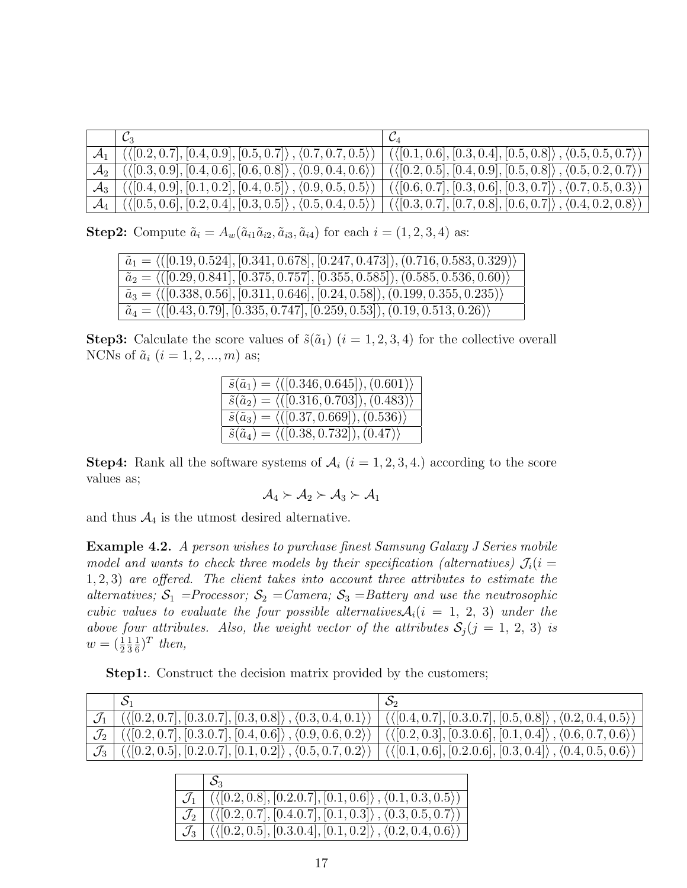| | $\mathcal{C}_3$ | $\mathcal{C}_4$ |
|---|---|---|
| $\mathcal{A}_1$ | $(\langle[0.2, 0.7], [0.4, 0.9], [0.5, 0.7]\rangle, \langle 0.7, 0.7, 0.5\rangle)$ | $(\langle[0.1, 0.6], [0.3, 0.4], [0.5, 0.8]\rangle, \langle 0.5, 0.5, 0.7\rangle)$ |
| $\mathcal{A}_2$ | $(\langle[0.3, 0.9], [0.4, 0.6], [0.6, 0.8]\rangle, \langle 0.9, 0.4, 0.6\rangle)$ | $(\langle[0.2, 0.5], [0.4, 0.9], [0.5, 0.8]\rangle, \langle 0.5, 0.2, 0.7\rangle)$ |
| $\mathcal{A}_3$ | $(\langle[0.4, 0.9], [0.1, 0.2], [0.4, 0.5]\rangle, \langle 0.9, 0.5, 0.5\rangle)$ | $(\langle[0.6, 0.7], [0.3, 0.6], [0.3, 0.7]\rangle, \langle 0.7, 0.5, 0.3\rangle)$ |
| $\mathcal{A}_4$ | $(\langle[0.5, 0.6], [0.2, 0.4], [0.3, 0.5]\rangle, \langle 0.5, 0.4, 0.5\rangle)$ | $(\langle[0.3, 0.7], [0.7, 0.8], [0.6, 0.7]\rangle, \langle 0.4, 0.2, 0.8\rangle)$ |

**Step2:** Compute $\tilde{a}_i = A_w(\tilde{a}_{i1}\tilde{a}_{i2}, \tilde{a}_{i3}, \tilde{a}_{i4})$ for each $i = (1, 2, 3, 4)$ as:

| |
|---|
| $\tilde{a}_1 = \langle([0.19, 0.524], [0.341, 0.678], [0.247, 0.473]), (0.716, 0.583, 0.329)\rangle$ |
| $\tilde{a}_2 = \langle([0.29, 0.841], [0.375, 0.757], [0.355, 0.585]), (0.585, 0.536, 0.60)\rangle$ |
| $\tilde{a}_3 = \langle([0.338, 0.56], [0.311, 0.646], [0.24, 0.58]), (0.199, 0.355, 0.235)\rangle$ |
| $\tilde{a}_4 = \langle([0.43, 0.79], [0.335, 0.747], [0.259, 0.53]), (0.19, 0.513, 0.26)\rangle$ |

**Step3:** Calculate the score values of $\tilde{s}(\tilde{a}_1)$ $(i = 1, 2, 3, 4)$ for the collective overall NCNs of $\tilde{a}_i$ $(i = 1, 2, ..., m)$ as;

| |
|---|
| $\tilde{s}(\tilde{a}_1) = \langle([0.346, 0.645]), (0.601)\rangle$ |
| $\tilde{s}(\tilde{a}_2) = \langle([0.316, 0.703]), (0.483)\rangle$ |
| $\tilde{s}(\tilde{a}_3) = \langle([0.37, 0.669]), (0.536)\rangle$ |
| $\tilde{s}(\tilde{a}_4) = \langle([0.38, 0.732]), (0.47)\rangle$ |

**Step4:** Rank all the software systems of $\mathcal{A}_i$ $(i = 1, 2, 3, 4.)$ according to the score values as;

$$\mathcal{A}_4 \succ \mathcal{A}_2 \succ \mathcal{A}_3 \succ \mathcal{A}_1$$

and thus $\mathcal{A}_4$ is the utmost desired alternative.

**Example 4.2.** *A person wishes to purchase finest Samsung Galaxy J Series mobile model and wants to check three models by their specification (alternatives) $\mathcal{J}_i(i = 1, 2, 3)$ are offered. The client takes into account three attributes to estimate the alternatives; $\mathcal{S}_1$ =Processor; $\mathcal{S}_2$ =Camera; $\mathcal{S}_3$ =Battery and use the neutrosophic cubic values to evaluate the four possible alternatives$\mathcal{A}_i(i = 1, 2, 3)$ under the above four attributes. Also, the weight vector of the attributes $\mathcal{S}_j(j = 1, 2, 3)$ is $w = (\frac{1}{2}\frac{1}{3}\frac{1}{6})^T$ then,*

**Step1:**. Construct the decision matrix provided by the customers;

| | $\mathcal{S}_1$ | $\mathcal{S}_2$ |
|---|---|---|
| $\mathcal{J}_1$ | $(\langle[0.2, 0.7], [0.3.0.7], [0.3, 0.8]\rangle, \langle 0.3, 0.4, 0.1\rangle)$ | $(\langle[0.4, 0.7], [0.3.0.7], [0.5, 0.8]\rangle, \langle 0.2, 0.4, 0.5\rangle)$ |
| $\mathcal{J}_2$ | $(\langle[0.2, 0.7], [0.3.0.7], [0.4, 0.6]\rangle, \langle 0.9, 0.6, 0.2\rangle)$ | $(\langle[0.2, 0.3], [0.3.0.6], [0.1, 0.4]\rangle, \langle 0.6, 0.7, 0.6\rangle)$ |
| $\mathcal{J}_3$ | $(\langle[0.2, 0.5], [0.2.0.7], [0.1, 0.2]\rangle, \langle 0.5, 0.7, 0.2\rangle)$ | $(\langle[0.1, 0.6], [0.2.0.6], [0.3, 0.4]\rangle, \langle 0.4, 0.5, 0.6\rangle)$ |

| | $\mathcal{S}_3$ |
|---|---|
| $\mathcal{J}_1$ | $(\langle[0.2, 0.8], [0.2.0.7], [0.1, 0.6]\rangle, \langle 0.1, 0.3, 0.5\rangle)$ |
| $\mathcal{J}_2$ | $(\langle[0.2, 0.7], [0.4.0.7], [0.1, 0.3]\rangle, \langle 0.3, 0.5, 0.7\rangle)$ |
| $\mathcal{J}_3$ | $(\langle[0.2, 0.5], [0.3.0.4], [0.1, 0.2]\rangle, \langle 0.2, 0.4, 0.6\rangle)$ |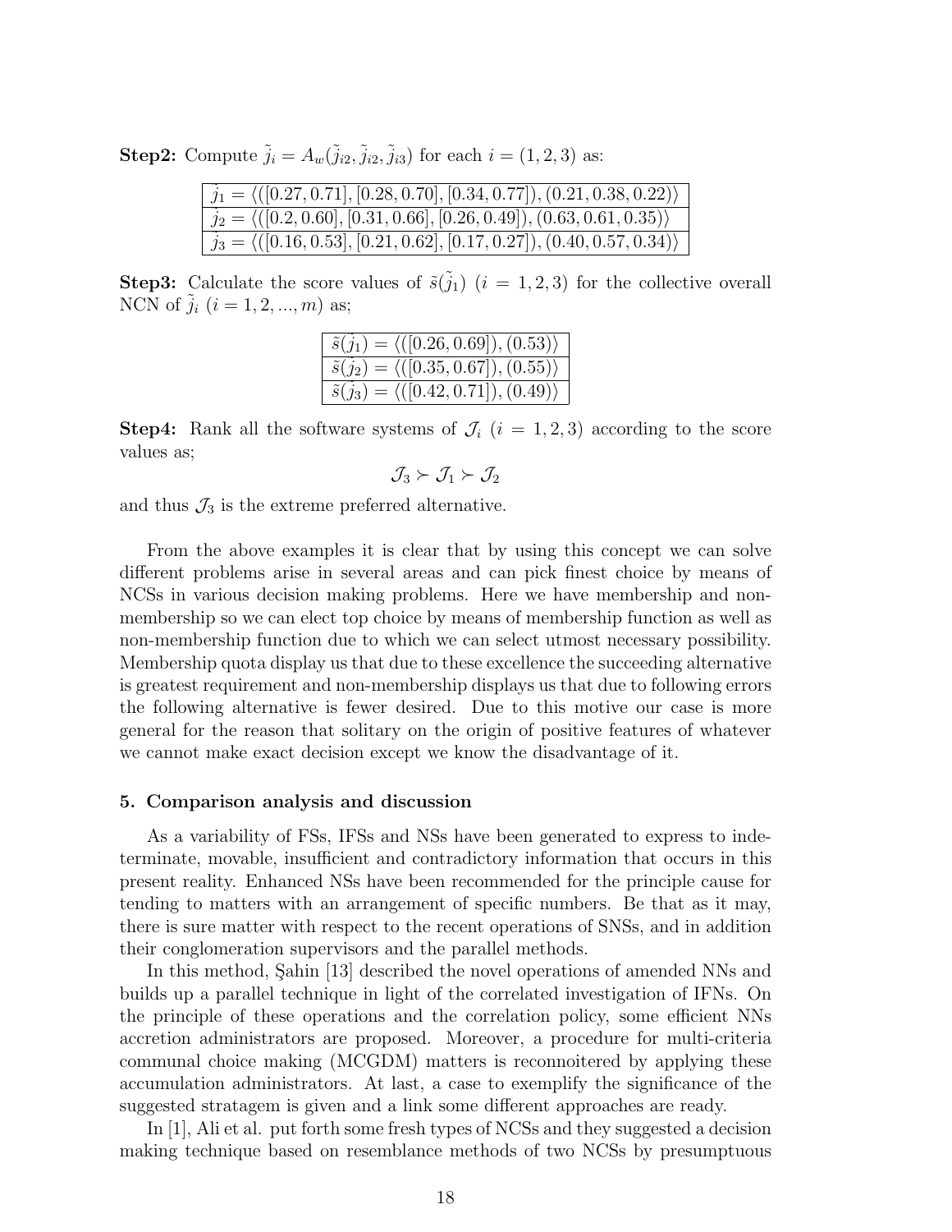**Step2:** Compute $\tilde{j}_i = A_w(\tilde{j}_{i2}, \tilde{j}_{i2}, \tilde{j}_{i3})$ for each $i = (1, 2, 3)$ as:

| |
|---|
| $\tilde{j}_1 = \langle([0.27, 0.71], [0.28, 0.70], [0.34, 0.77]), (0.21, 0.38, 0.22)\rangle$ |
| $\tilde{j}_2 = \langle([0.2, 0.60], [0.31, 0.66], [0.26, 0.49]), (0.63, 0.61, 0.35)\rangle$ |
| $\tilde{j}_3 = \langle([0.16, 0.53], [0.21, 0.62], [0.17, 0.27]), (0.40, 0.57, 0.34)\rangle$ |

**Step3:** Calculate the score values of $\tilde{s}(\tilde{j}_1)$ $(i = 1, 2, 3)$ for the collective overall NCN of $\tilde{j}_i$ $(i = 1, 2, ..., m)$ as;

| |
|---|
| $\tilde{s}(\tilde{j}_1) = \langle([0.26, 0.69]), (0.53)\rangle$ |
| $\tilde{s}(\tilde{j}_2) = \langle([0.35, 0.67]), (0.55)\rangle$ |
| $\tilde{s}(\tilde{j}_3) = \langle([0.42, 0.71]), (0.49)\rangle$ |

**Step4:** Rank all the software systems of $\mathcal{J}_i$ $(i = 1, 2, 3)$ according to the score values as;

$$\mathcal{J}_3 \succ \mathcal{J}_1 \succ \mathcal{J}_2$$

and thus $\mathcal{J}_3$ is the extreme preferred alternative.

From the above examples it is clear that by using this concept we can solve different problems arise in several areas and can pick finest choice by means of NCSs in various decision making problems. Here we have membership and non-membership so we can elect top choice by means of membership function as well as non-membership function due to which we can select utmost necessary possibility. Membership quota display us that due to these excellence the succeeding alternative is greatest requirement and non-membership displays us that due to following errors the following alternative is fewer desired. Due to this motive our case is more general for the reason that solitary on the origin of positive features of whatever we cannot make exact decision except we know the disadvantage of it.

## 5. Comparison analysis and discussion

As a variability of FSs, IFSs and NSs have been generated to express to indeterminate, movable, insufficient and contradictory information that occurs in this present reality. Enhanced NSs have been recommended for the principle cause for tending to matters with an arrangement of specific numbers. Be that as it may, there is sure matter with respect to the recent operations of SNSs, and in addition their conglomeration supervisors and the parallel methods.

In this method, Şahin [13] described the novel operations of amended NNs and builds up a parallel technique in light of the correlated investigation of IFNs. On the principle of these operations and the correlation policy, some efficient NNs accretion administrators are proposed. Moreover, a procedure for multi-criteria communal choice making (MCGDM) matters is reconnoitered by applying these accumulation administrators. At last, a case to exemplify the significance of the suggested stratagem is given and a link some different approaches are ready.

In [1], Ali et al. put forth some fresh types of NCSs and they suggested a decision making technique based on resemblance methods of two NCSs by presumptuous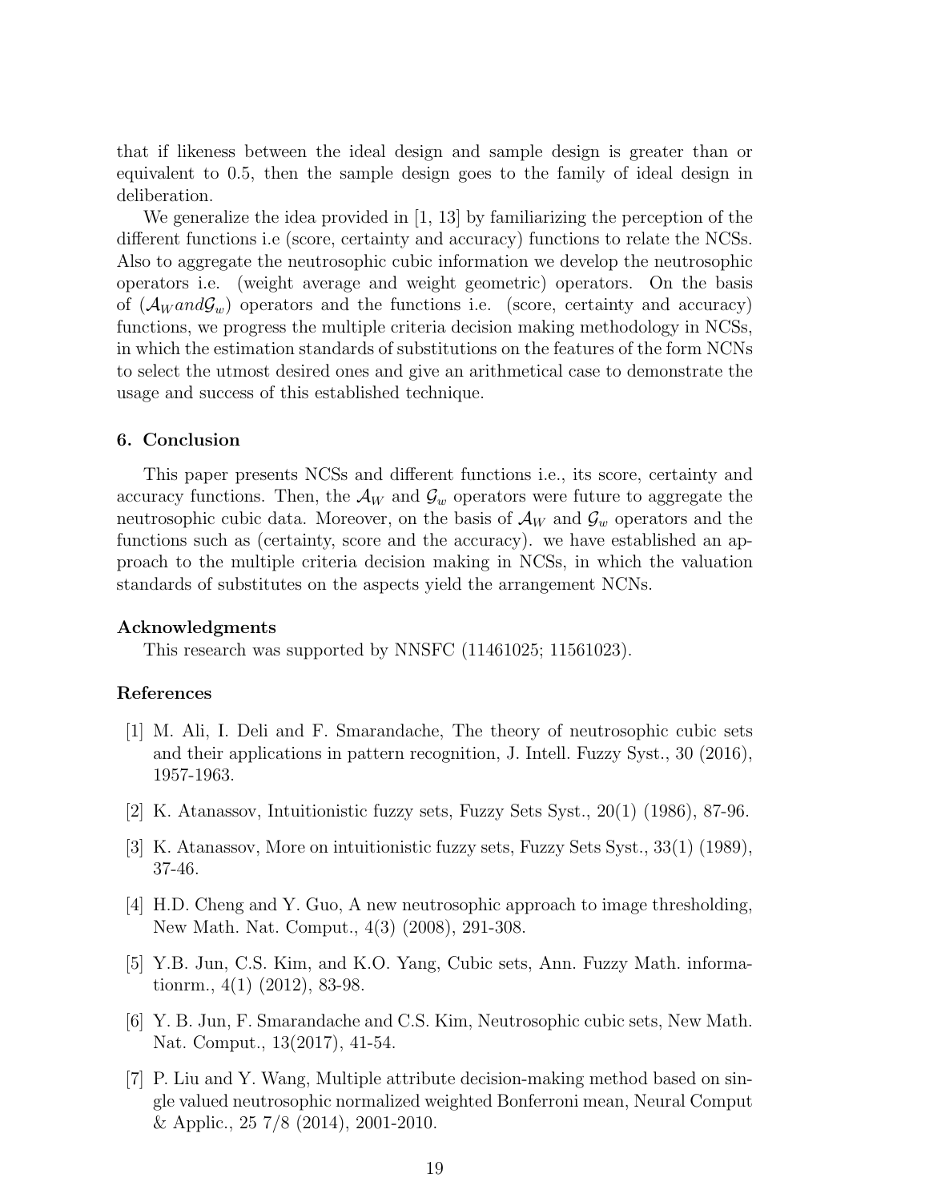that if likeness between the ideal design and sample design is greater than or equivalent to 0.5, then the sample design goes to the family of ideal design in deliberation.

We generalize the idea provided in [1, 13] by familiarizing the perception of the different functions i.e (score, certainty and accuracy) functions to relate the NCSs. Also to aggregate the neutrosophic cubic information we develop the neutrosophic operators i.e. (weight average and weight geometric) operators. On the basis of ($\mathcal{A}_W and \mathcal{G}_w$) operators and the functions i.e. (score, certainty and accuracy) functions, we progress the multiple criteria decision making methodology in NCSs, in which the estimation standards of substitutions on the features of the form NCNs to select the utmost desired ones and give an arithmetical case to demonstrate the usage and success of this established technique.

## 6. Conclusion

This paper presents NCSs and different functions i.e., its score, certainty and accuracy functions. Then, the $\mathcal{A}_W$ and $\mathcal{G}_w$ operators were future to aggregate the neutrosophic cubic data. Moreover, on the basis of $\mathcal{A}_W$ and $\mathcal{G}_w$ operators and the functions such as (certainty, score and the accuracy). we have established an approach to the multiple criteria decision making in NCSs, in which the valuation standards of substitutes on the aspects yield the arrangement NCNs.

**Acknowledgments**

This research was supported by NNSFC (11461025; 11561023).

## References

[1] M. Ali, I. Deli and F. Smarandache, The theory of neutrosophic cubic sets and their applications in pattern recognition, J. Intell. Fuzzy Syst., 30 (2016), 1957-1963.

[2] K. Atanassov, Intuitionistic fuzzy sets, Fuzzy Sets Syst., 20(1) (1986), 87-96.

[3] K. Atanassov, More on intuitionistic fuzzy sets, Fuzzy Sets Syst., 33(1) (1989), 37-46.

[4] H.D. Cheng and Y. Guo, A new neutrosophic approach to image thresholding, New Math. Nat. Comput., 4(3) (2008), 291-308.

[5] Y.B. Jun, C.S. Kim, and K.O. Yang, Cubic sets, Ann. Fuzzy Math. informationrm., 4(1) (2012), 83-98.

[6] Y. B. Jun, F. Smarandache and C.S. Kim, Neutrosophic cubic sets, New Math. Nat. Comput., 13(2017), 41-54.

[7] P. Liu and Y. Wang, Multiple attribute decision-making method based on single valued neutrosophic normalized weighted Bonferroni mean, Neural Comput & Applic., 25 7/8 (2014), 2001-2010.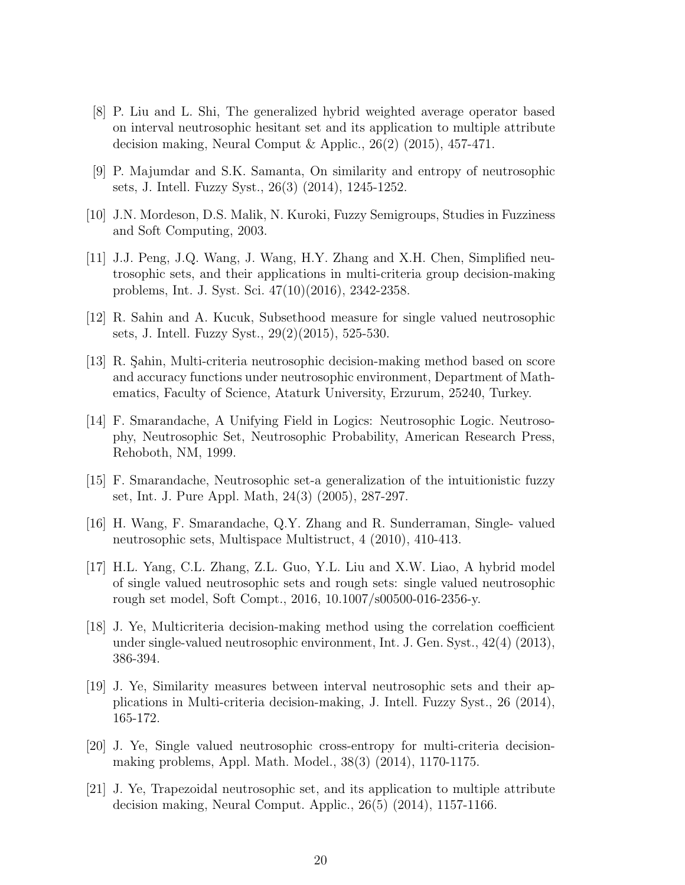[8] P. Liu and L. Shi, The generalized hybrid weighted average operator based on interval neutrosophic hesitant set and its application to multiple attribute decision making, Neural Comput & Applic., 26(2) (2015), 457-471.

[9] P. Majumdar and S.K. Samanta, On similarity and entropy of neutrosophic sets, J. Intell. Fuzzy Syst., 26(3) (2014), 1245-1252.

[10] J.N. Mordeson, D.S. Malik, N. Kuroki, Fuzzy Semigroups, Studies in Fuzziness and Soft Computing, 2003.

[11] J.J. Peng, J.Q. Wang, J. Wang, H.Y. Zhang and X.H. Chen, Simplified neutrosophic sets, and their applications in multi-criteria group decision-making problems, Int. J. Syst. Sci. 47(10)(2016), 2342-2358.

[12] R. Sahin and A. Kucuk, Subsethood measure for single valued neutrosophic sets, J. Intell. Fuzzy Syst., 29(2)(2015), 525-530.

[13] R. Şahin, Multi-criteria neutrosophic decision-making method based on score and accuracy functions under neutrosophic environment, Department of Mathematics, Faculty of Science, Ataturk University, Erzurum, 25240, Turkey.

[14] F. Smarandache, A Unifying Field in Logics: Neutrosophic Logic. Neutrosophy, Neutrosophic Set, Neutrosophic Probability, American Research Press, Rehoboth, NM, 1999.

[15] F. Smarandache, Neutrosophic set-a generalization of the intuitionistic fuzzy set, Int. J. Pure Appl. Math, 24(3) (2005), 287-297.

[16] H. Wang, F. Smarandache, Q.Y. Zhang and R. Sunderraman, Single- valued neutrosophic sets, Multispace Multistruct, 4 (2010), 410-413.

[17] H.L. Yang, C.L. Zhang, Z.L. Guo, Y.L. Liu and X.W. Liao, A hybrid model of single valued neutrosophic sets and rough sets: single valued neutrosophic rough set model, Soft Compt., 2016, 10.1007/s00500-016-2356-y.

[18] J. Ye, Multicriteria decision-making method using the correlation coefficient under single-valued neutrosophic environment, Int. J. Gen. Syst., 42(4) (2013), 386-394.

[19] J. Ye, Similarity measures between interval neutrosophic sets and their applications in Multi-criteria decision-making, J. Intell. Fuzzy Syst., 26 (2014), 165-172.

[20] J. Ye, Single valued neutrosophic cross-entropy for multi-criteria decision-making problems, Appl. Math. Model., 38(3) (2014), 1170-1175.

[21] J. Ye, Trapezoidal neutrosophic set, and its application to multiple attribute decision making, Neural Comput. Applic., 26(5) (2014), 1157-1166.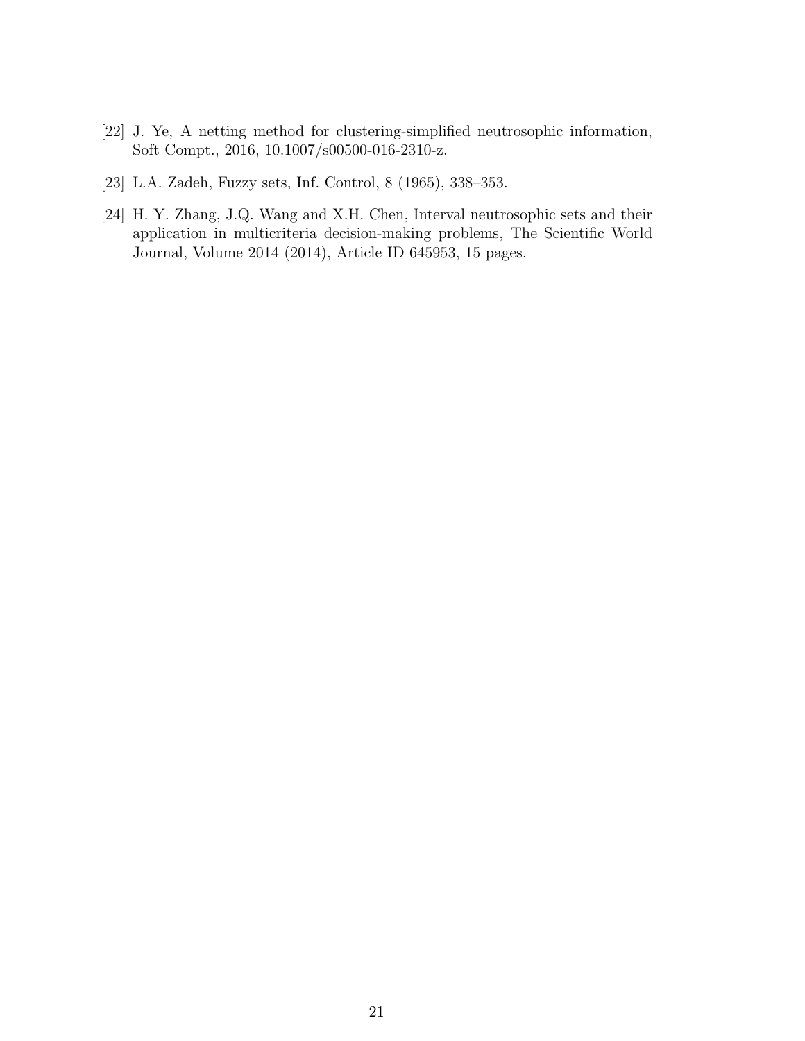[22] J. Ye, A netting method for clustering-simplified neutrosophic information, Soft Compt., 2016, 10.1007/s00500-016-2310-z.

[23] L.A. Zadeh, Fuzzy sets, Inf. Control, 8 (1965), 338–353.

[24] H. Y. Zhang, J.Q. Wang and X.H. Chen, Interval neutrosophic sets and their application in multicriteria decision-making problems, The Scientific World Journal, Volume 2014 (2014), Article ID 645953, 15 pages.